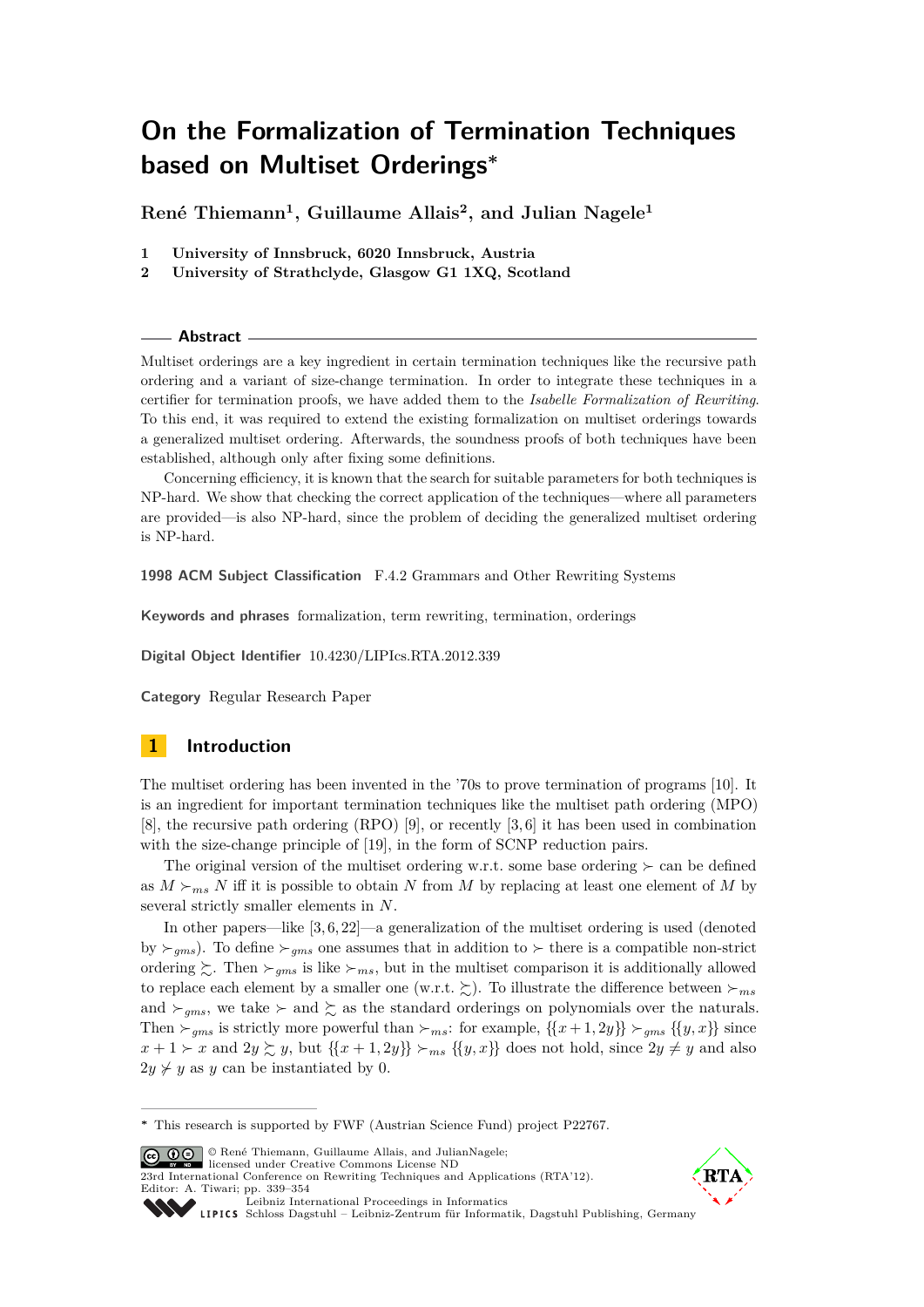# On the Formalization of Termination Techniques based on Multiset Orderings*

**René Thiemann[1], Guillaume Allais[2], and Julian Nagele[1]**

1 **University of Innsbruck, 6020 Innsbruck, Austria**
2 **University of Strathclyde, Glasgow G1 1XQ, Scotland**

## Abstract

Multiset orderings are a key ingredient in certain termination techniques like the recursive path ordering and a variant of size-change termination. In order to integrate these techniques in a certifier for termination proofs, we have added them to the *Isabelle Formalization of Rewriting*. To this end, it was required to extend the existing formalization on multiset orderings towards a generalized multiset ordering. Afterwards, the soundness proofs of both techniques have been established, although only after fixing some definitions.

Concerning efficiency, it is known that the search for suitable parameters for both techniques is NP-hard. We show that checking the correct application of the techniques—where all parameters are provided—is also NP-hard, since the problem of deciding the generalized multiset ordering is NP-hard.

**1998 ACM Subject Classification** F.4.2 Grammars and Other Rewriting Systems

**Keywords and phrases** formalization, term rewriting, termination, orderings

**Digital Object Identifier** 10.4230/LIPIcs.RTA.2012.339

**Category** Regular Research Paper

## 1 Introduction

The multiset ordering has been invented in the '70s to prove termination of programs [10]. It is an ingredient for important termination techniques like the multiset path ordering (MPO) [8], the recursive path ordering (RPO) [9], or recently [3, 6] it has been used in combination with the size-change principle of [19], in the form of SCNP reduction pairs.

The original version of the multiset ordering w.r.t. some base ordering $\succ$ can be defined as $M \succ_{ms} N$ iff it is possible to obtain $N$ from $M$ by replacing at least one element of $M$ by several strictly smaller elements in $N$.

In other papers—like [3, 6, 22]—a generalization of the multiset ordering is used (denoted by $\succ_{gms}$). To define $\succ_{gms}$ one assumes that in addition to $\succ$ there is a compatible non-strict ordering $\succsim$. Then $\succ_{gms}$ is like $\succ_{ms}$, but in the multiset comparison it is additionally allowed to replace each element by a smaller one (w.r.t. $\succsim$). To illustrate the difference between $\succ_{ms}$ and $\succ_{gms}$, we take $\succ$ and $\succsim$ as the standard orderings on polynomials over the naturals. Then $\succ_{gms}$ is strictly more powerful than $\succ_{ms}$: for example, $\{\{x+1, 2y\}\} \succ_{gms} \{\{y, x\}\}$ since $x+1 \succ x$ and $2y \succsim y$, but $\{\{x+1, 2y\}\} \succ_{ms} \{\{y, x\}\}$ does not hold, since $2y \neq y$ and also $2y \not\succ y$ as $y$ can be instantiated by 0.

* This research is supported by FWF (Austrian Science Fund) project P22767.

© René Thiemann, Guillaume Allais, and JulianNagele; licensed under Creative Commons License ND
23rd International Conference on Rewriting Techniques and Applications (RTA'12).
Editor: A. Tiwari; pp. 339–354
Leibniz International Proceedings in Informatics
Schloss Dagstuhl – Leibniz-Zentrum für Informatik, Dagstuhl Publishing, Germany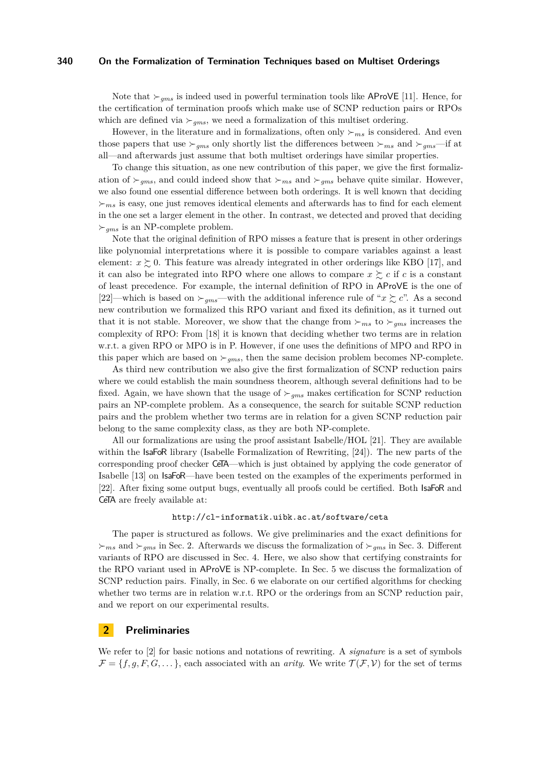Note that $\succ_{gms}$ is indeed used in powerful termination tools like AProVE [11]. Hence, for the certification of termination proofs which make use of SCNP reduction pairs or RPOs which are defined via $\succ_{gms}$, we need a formalization of this multiset ordering.

However, in the literature and in formalizations, often only $\succ_{ms}$ is considered. And even those papers that use $\succ_{gms}$ only shortly list the differences between $\succ_{ms}$ and $\succ_{gms}$—if at all—and afterwards just assume that both multiset orderings have similar properties.

To change this situation, as one new contribution of this paper, we give the first formalization of $\succ_{gms}$, and could indeed show that $\succ_{ms}$ and $\succ_{gms}$ behave quite similar. However, we also found one essential difference between both orderings. It is well known that deciding $\succ_{ms}$ is easy, one just removes identical elements and afterwards has to find for each element in the one set a larger element in the other. In contrast, we detected and proved that deciding $\succ_{gms}$ is an NP-complete problem.

Note that the original definition of RPO misses a feature that is present in other orderings like polynomial interpretations where it is possible to compare variables against a least element: $x \succsim 0$. This feature was already integrated in other orderings like KBO [17], and it can also be integrated into RPO where one allows to compare $x \succsim c$ if $c$ is a constant of least precedence. For example, the internal definition of RPO in AProVE is the one of [22]—which is based on $\succ_{gms}$—with the additional inference rule of "$x \succsim c$". As a second new contribution we formalized this RPO variant and fixed its definition, as it turned out that it is not stable. Moreover, we show that the change from $\succ_{ms}$ to $\succ_{gms}$ increases the complexity of RPO: From [18] it is known that deciding whether two terms are in relation w.r.t. a given RPO or MPO is in P. However, if one uses the definitions of MPO and RPO in this paper which are based on $\succ_{gms}$, then the same decision problem becomes NP-complete.

As third new contribution we also give the first formalization of SCNP reduction pairs where we could establish the main soundness theorem, although several definitions had to be fixed. Again, we have shown that the usage of $\succ_{gms}$ makes certification for SCNP reduction pairs an NP-complete problem. As a consequence, the search for suitable SCNP reduction pairs and the problem whether two terms are in relation for a given SCNP reduction pair belong to the same complexity class, as they are both NP-complete.

All our formalizations are using the proof assistant Isabelle/HOL [21]. They are available within the IsaFoR library (Isabelle Formalization of Rewriting, [24]). The new parts of the corresponding proof checker CeTA—which is just obtained by applying the code generator of Isabelle [13] on IsaFoR—have been tested on the examples of the experiments performed in [22]. After fixing some output bugs, eventually all proofs could be certified. Both IsaFoR and CeTA are freely available at:

http://cl-informatik.uibk.ac.at/software/ceta

The paper is structured as follows. We give preliminaries and the exact definitions for $\succ_{ms}$ and $\succ_{gms}$ in Sec. 2. Afterwards we discuss the formalization of $\succ_{gms}$ in Sec. 3. Different variants of RPO are discussed in Sec. 4. Here, we also show that certifying constraints for the RPO variant used in AProVE is NP-complete. In Sec. 5 we discuss the formalization of SCNP reduction pairs. Finally, in Sec. 6 we elaborate on our certified algorithms for checking whether two terms are in relation w.r.t. RPO or the orderings from an SCNP reduction pair, and we report on our experimental results.

## 2 Preliminaries

We refer to [2] for basic notions and notations of rewriting. A *signature* is a set of symbols $\mathcal{F} = \{f, g, F, G, \dots\}$, each associated with an *arity*. We write $\mathcal{T}(\mathcal{F}, \mathcal{V})$ for the set of terms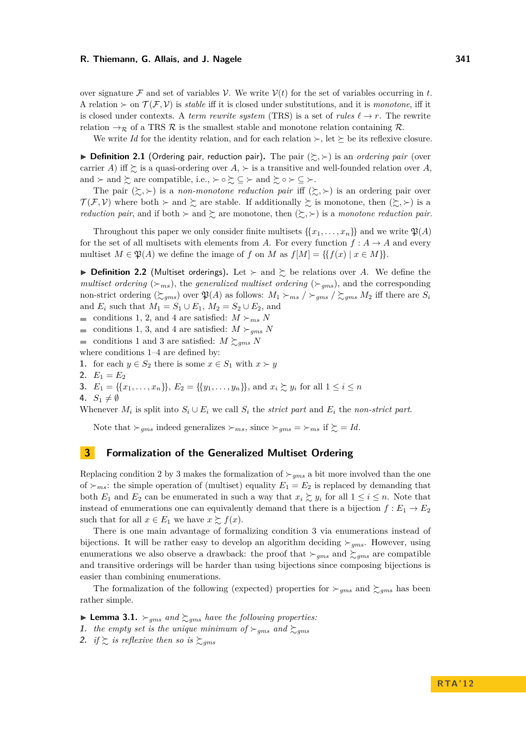over signature $\mathcal{F}$ and set of variables $\mathcal{V}$. We write $\mathcal{V}(t)$ for the set of variables occurring in $t$. A relation $\succ$ on $\mathcal{T}(\mathcal{F}, \mathcal{V})$ is *stable* iff it is closed under substitutions, and it is *monotone*, iff it is closed under contexts. A *term rewrite system* (TRS) is a set of *rules* $\ell \to r$. The rewrite relation $\to_{\mathcal{R}}$ of a TRS $\mathcal{R}$ is the smallest stable and monotone relation containing $\mathcal{R}$.

We write *Id* for the identity relation, and for each relation $\succ$, let $\succeq$ be its reflexive closure.

▶ **Definition 2.1** (Ordering pair, reduction pair). The pair $(\succsim, \succ)$ is an *ordering pair* (over carrier $A$) iff $\succsim$ is a quasi-ordering over $A$, $\succ$ is a transitive and well-founded relation over $A$, and $\succ$ and $\succsim$ are compatible, i.e., $\succ \circ \succsim \subseteq \succ$ and $\succsim \circ \succ \subseteq \succ$.

The pair $(\succsim, \succ)$ is a *non-monotone reduction pair* iff $(\succsim, \succ)$ is an ordering pair over $\mathcal{T}(\mathcal{F}, \mathcal{V})$ where both $\succ$ and $\succsim$ are stable. If additionally $\succsim$ is monotone, then $(\succsim, \succ)$ is a *reduction pair*, and if both $\succ$ and $\succsim$ are monotone, then $(\succsim, \succ)$ is a *monotone reduction pair*.

Throughout this paper we only consider finite multisets $\{\{x_1, \ldots, x_n\}\}$ and we write $\mathfrak{P}(A)$ for the set of all multisets with elements from $A$. For every function $f : A \to A$ and every multiset $M \in \mathfrak{P}(A)$ we define the image of $f$ on $M$ as $f[M] = \{\{f(x) \mid x \in M\}\}$.

▶ **Definition 2.2** (Multiset orderings). Let $\succ$ and $\succsim$ be relations over $A$. We define the *multiset ordering* ($\succ_{ms}$), the *generalized multiset ordering* ($\succ_{gms}$), and the corresponding non-strict ordering ($\succsim_{gms}$) over $\mathfrak{P}(A)$ as follows: $M_1 \succ_{ms}$ / $\succ_{gms}$ / $\succsim_{gms}$ $M_2$ iff there are $S_i$ and $E_i$ such that $M_1 = S_1 \cup E_1$, $M_2 = S_2 \cup E_2$, and

- conditions 1, 2, and 4 are satisfied: $M \succ_{ms} N$
- conditions 1, 3, and 4 are satisfied: $M \succ_{gms} N$
- conditions 1 and 3 are satisfied: $M \succsim_{gms} N$

where conditions 1–4 are defined by:

1. for each $y \in S_2$ there is some $x \in S_1$ with $x \succ y$
2. $E_1 = E_2$
3. $E_1 = \{\{x_1, \ldots, x_n\}\}$, $E_2 = \{\{y_1, \ldots, y_n\}\}$, and $x_i \succsim y_i$ for all $1 \leq i \leq n$
4. $S_1 \neq \emptyset$

Whenever $M_i$ is split into $S_i \cup E_i$ we call $S_i$ the *strict part* and $E_i$ the *non-strict part*.

Note that $\succ_{gms}$ indeed generalizes $\succ_{ms}$, since $\succ_{gms} = \succ_{ms}$ if $\succsim = \mathit{Id}$.

## 3 Formalization of the Generalized Multiset Ordering

Replacing condition 2 by 3 makes the formalization of $\succ_{gms}$ a bit more involved than the one of $\succ_{ms}$: the simple operation of (multiset) equality $E_1 = E_2$ is replaced by demanding that both $E_1$ and $E_2$ can be enumerated in such a way that $x_i \succsim y_i$ for all $1 \leq i \leq n$. Note that instead of enumerations one can equivalently demand that there is a bijection $f : E_1 \to E_2$ such that for all $x \in E_1$ we have $x \succsim f(x)$.

There is one main advantage of formalizing condition 3 via enumerations instead of bijections. It will be rather easy to develop an algorithm deciding $\succ_{gms}$. However, using enumerations we also observe a drawback: the proof that $\succ_{gms}$ and $\succsim_{gms}$ are compatible and transitive orderings will be harder than using bijections since composing bijections is easier than combining enumerations.

The formalization of the following (expected) properties for $\succ_{gms}$ and $\succsim_{gms}$ has been rather simple.

▶ **Lemma 3.1.** *$\succ_{gms}$ and $\succsim_{gms}$ have the following properties:*

1. *the empty set is the unique minimum of $\succ_{gms}$ and $\succsim_{gms}$*
2. *if $\succsim$ is reflexive then so is $\succsim_{gms}$*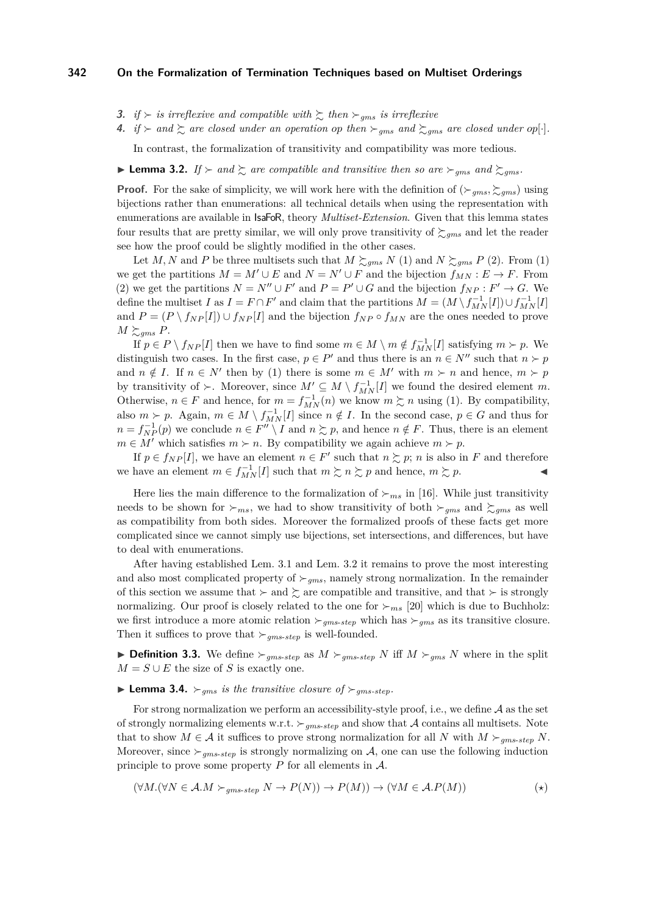3. *if $\succ$ is irreflexive and compatible with $\succsim$ then $\succ_{gms}$ is irreflexive*
4. *if $\succ$ and $\succsim$ are closed under an operation op then $\succ_{gms}$ and $\succsim_{gms}$ are closed under op$[\cdot]$.*

In contrast, the formalization of transitivity and compatibility was more tedious.

▶ **Lemma 3.2.** *If $\succ$ and $\succsim$ are compatible and transitive then so are $\succ_{gms}$ and $\succsim_{gms}$.*

**Proof.** For the sake of simplicity, we will work here with the definition of $(\succ_{gms}, \succsim_{gms})$ using bijections rather than enumerations: all technical details when using the representation with enumerations are available in IsaFoR, theory *Multiset-Extension*. Given that this lemma states four results that are pretty similar, we will only prove transitivity of $\succsim_{gms}$ and let the reader see how the proof could be slightly modified in the other cases.

Let $M, N$ and $P$ be three multisets such that $M \succsim_{gms} N$ (1) and $N \succsim_{gms} P$ (2). From (1) we get the partitions $M = M' \cup E$ and $N = N' \cup F$ and the bijection $f_{MN} : E \to F$. From (2) we get the partitions $N = N'' \cup F'$ and $P = P' \cup G$ and the bijection $f_{NP} : F' \to G$. We define the multiset $I$ as $I = F \cap F'$ and claim that the partitions $M = (M \setminus f_{MN}^{-1}[I]) \cup f_{MN}^{-1}[I]$ and $P = (P \setminus f_{NP}[I]) \cup f_{NP}[I]$ and the bijection $f_{NP} \circ f_{MN}$ are the ones needed to prove $M \succsim_{gms} P$.

If $p \in P \setminus f_{NP}[I]$ then we have to find some $m \in M \setminus m \notin f_{MN}^{-1}[I]$ satisfying $m \succ p$. We distinguish two cases. In the first case, $p \in P'$ and thus there is an $n \in N''$ such that $n \succ p$ and $n \notin I$. If $n \in N'$ then by (1) there is some $m \in M'$ with $m \succ n$ and hence, $m \succ p$ by transitivity of $\succ$. Moreover, since $M' \subseteq M \setminus f_{MN}^{-1}[I]$ we found the desired element $m$. Otherwise, $n \in F$ and hence, for $m = f_{MN}^{-1}(n)$ we know $m \succsim n$ using (1). By compatibility, also $m \succ p$. Again, $m \in M \setminus f_{MN}^{-1}[I]$ since $n \notin I$. In the second case, $p \in G$ and thus for $n = f_{NP}^{-1}(p)$ we conclude $n \in F'' \setminus I$ and $n \succsim p$, and hence $n \notin F$. Thus, there is an element $m \in M'$ which satisfies $m \succ n$. By compatibility we again achieve $m \succ p$.

If $p \in f_{NP}[I]$, we have an element $n \in F'$ such that $n \succsim p$; $n$ is also in $F$ and therefore we have an element $m \in f_{MN}^{-1}[I]$ such that $m \succsim n \succsim p$ and hence, $m \succsim p$. ◀

Here lies the main difference to the formalization of $\succ_{ms}$ in [16]. While just transitivity needs to be shown for $\succ_{ms}$, we had to show transitivity of both $\succ_{gms}$ and $\succsim_{gms}$ as well as compatibility from both sides. Moreover the formalized proofs of these facts get more complicated since we cannot simply use bijections, set intersections, and differences, but have to deal with enumerations.

After having established Lem. 3.1 and Lem. 3.2 it remains to prove the most interesting and also most complicated property of $\succ_{gms}$, namely strong normalization. In the remainder of this section we assume that $\succ$ and $\succsim$ are compatible and transitive, and that $\succ$ is strongly normalizing. Our proof is closely related to the one for $\succ_{ms}$ [20] which is due to Buchholz: we first introduce a more atomic relation $\succ_{gms\text{-}step}$ which has $\succ_{gms}$ as its transitive closure. Then it suffices to prove that $\succ_{gms\text{-}step}$ is well-founded.

▶ **Definition 3.3.** We define $\succ_{gms\text{-}step}$ as $M \succ_{gms\text{-}step} N$ iff $M \succ_{gms} N$ where in the split $M = S \cup E$ the size of $S$ is exactly one.

▶ **Lemma 3.4.** *$\succ_{gms}$ is the transitive closure of $\succ_{gms\text{-}step}$.*

For strong normalization we perform an accessibility-style proof, i.e., we define $\mathcal{A}$ as the set of strongly normalizing elements w.r.t. $\succ_{gms\text{-}step}$ and show that $\mathcal{A}$ contains all multisets. Note that to show $M \in \mathcal{A}$ it suffices to prove strong normalization for all $N$ with $M \succ_{gms\text{-}step} N$. Moreover, since $\succ_{gms\text{-}step}$ is strongly normalizing on $\mathcal{A}$, one can use the following induction principle to prove some property $P$ for all elements in $\mathcal{A}$.

$$(\forall M.(\forall N \in \mathcal{A}.M \succ_{gms\text{-}step} N \to P(N)) \to P(M)) \to (\forall M \in \mathcal{A}.P(M)) \qquad (\star)$$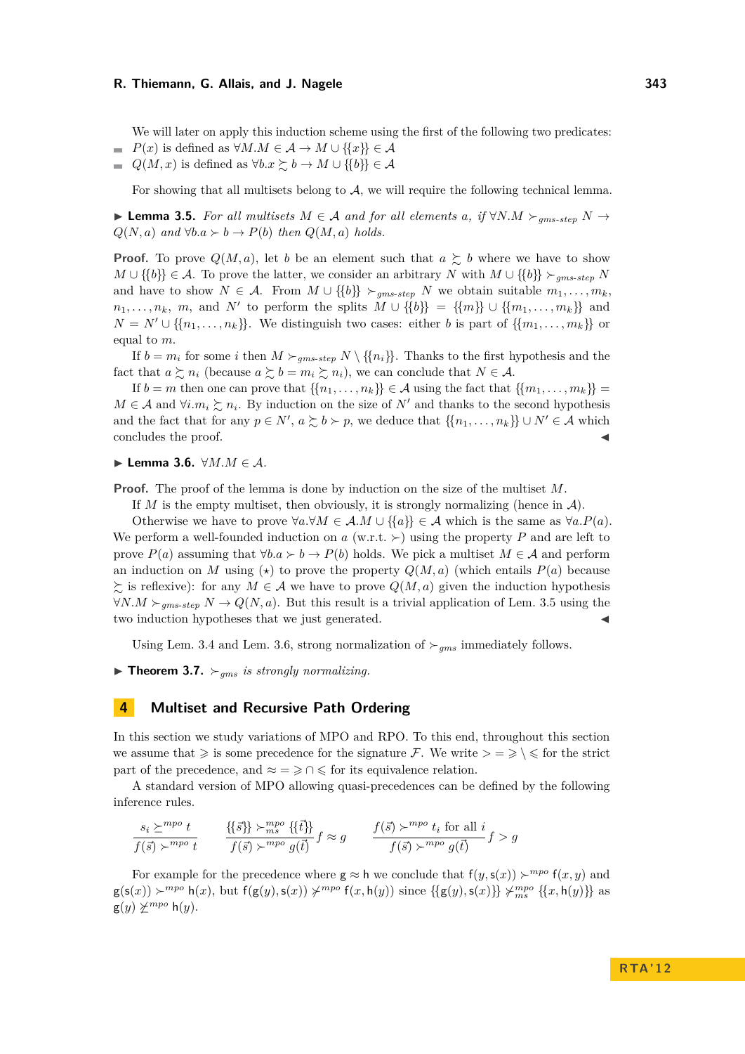We will later on apply this induction scheme using the first of the following two predicates:

- $P(x)$ is defined as $\forall M. M \in \mathcal{A} \to M \cup \{\{x\}\} \in \mathcal{A}$
- $Q(M,x)$ is defined as $\forall b. x \succsim b \to M \cup \{\{b\}\} \in \mathcal{A}$

For showing that all multisets belong to $\mathcal{A}$, we will require the following technical lemma.

▶ **Lemma 3.5.** *For all multisets $M \in \mathcal{A}$ and for all elements $a$, if $\forall N. M \succ_{gms\text{-}step} N \to Q(N,a)$ and $\forall b. a \succ b \to P(b)$ then $Q(M,a)$ holds.*

**Proof.** To prove $Q(M,a)$, let $b$ be an element such that $a \succsim b$ where we have to show $M \cup \{\{b\}\} \in \mathcal{A}$. To prove the latter, we consider an arbitrary $N$ with $M \cup \{\{b\}\} \succ_{gms\text{-}step} N$ and have to show $N \in \mathcal{A}$. From $M \cup \{\{b\}\} \succ_{gms\text{-}step} N$ we obtain suitable $m_1, \ldots, m_k$, $n_1, \ldots, n_k$, $m$, and $N'$ to perform the splits $M \cup \{\{b\}\} = \{\{m\}\} \cup \{\{m_1, \ldots, m_k\}\}$ and $N = N' \cup \{\{n_1, \ldots, n_k\}\}$. We distinguish two cases: either $b$ is part of $\{\{m_1, \ldots, m_k\}\}$ or equal to $m$.

If $b = m_i$ for some $i$ then $M \succ_{gms\text{-}step} N \setminus \{\{n_i\}\}$. Thanks to the first hypothesis and the fact that $a \succsim n_i$ (because $a \succsim b = m_i \succsim n_i$), we can conclude that $N \in \mathcal{A}$.

If $b = m$ then one can prove that $\{\{n_1, \ldots, n_k\}\} \in \mathcal{A}$ using the fact that $\{\{m_1, \ldots, m_k\}\} = M \in \mathcal{A}$ and $\forall i. m_i \succsim n_i$. By induction on the size of $N'$ and thanks to the second hypothesis and the fact that for any $p \in N'$, $a \succsim b \succ p$, we deduce that $\{\{n_1, \ldots, n_k\}\} \cup N' \in \mathcal{A}$ which concludes the proof. ◀

▶ **Lemma 3.6.** $\forall M. M \in \mathcal{A}$.

**Proof.** The proof of the lemma is done by induction on the size of the multiset $M$.

If $M$ is the empty multiset, then obviously, it is strongly normalizing (hence in $\mathcal{A}$).

Otherwise we have to prove $\forall a. \forall M \in \mathcal{A}. M \cup \{\{a\}\} \in \mathcal{A}$ which is the same as $\forall a. P(a)$. We perform a well-founded induction on $a$ (w.r.t. $\succ$) using the property $P$ and are left to prove $P(a)$ assuming that $\forall b. a \succ b \to P(b)$ holds. We pick a multiset $M \in \mathcal{A}$ and perform an induction on $M$ using ($\star$) to prove the property $Q(M,a)$ (which entails $P(a)$ because $\succsim$ is reflexive): for any $M \in \mathcal{A}$ we have to prove $Q(M,a)$ given the induction hypothesis $\forall N. M \succ_{gms\text{-}step} N \to Q(N,a)$. But this result is a trivial application of Lem. 3.5 using the two induction hypotheses that we just generated. ◀

Using Lem. 3.4 and Lem. 3.6, strong normalization of $\succ_{gms}$ immediately follows.

▶ **Theorem 3.7.** *$\succ_{gms}$ is strongly normalizing.*

## 4 Multiset and Recursive Path Ordering

In this section we study variations of MPO and RPO. To this end, throughout this section we assume that $\geqslant$ is some precedence for the signature $\mathcal{F}$. We write $> = \geqslant \setminus \leqslant$ for the strict part of the precedence, and $\approx = \geqslant \cap \leqslant$ for its equivalence relation.

A standard version of MPO allowing quasi-precedences can be defined by the following inference rules.

$$\frac{s_i \succeq^{mpo} t}{f(\vec{s}) \succ^{mpo} t} \qquad \frac{\{\{\vec{s}\}\} \succ^{mpo}_{ms} \{\{\vec{t}\}\}}{f(\vec{s}) \succ^{mpo} g(\vec{t})} f \approx g \qquad \frac{f(\vec{s}) \succ^{mpo} t_i \text{ for all } i}{f(\vec{s}) \succ^{mpo} g(\vec{t})} f > g$$

For example for the precedence where $\mathsf{g} \approx \mathsf{h}$ we conclude that $\mathsf{f}(y, \mathsf{s}(x)) \succ^{mpo} \mathsf{f}(x, y)$ and $\mathsf{g}(\mathsf{s}(x)) \succ^{mpo} \mathsf{h}(x)$, but $\mathsf{f}(\mathsf{g}(y), \mathsf{s}(x)) \not\succ^{mpo} \mathsf{f}(x, \mathsf{h}(y))$ since $\{\{\mathsf{g}(y), \mathsf{s}(x)\}\} \not\succ^{mpo}_{ms} \{\{x, \mathsf{h}(y)\}\}$ as $\mathsf{g}(y) \not\succeq^{mpo} \mathsf{h}(y)$.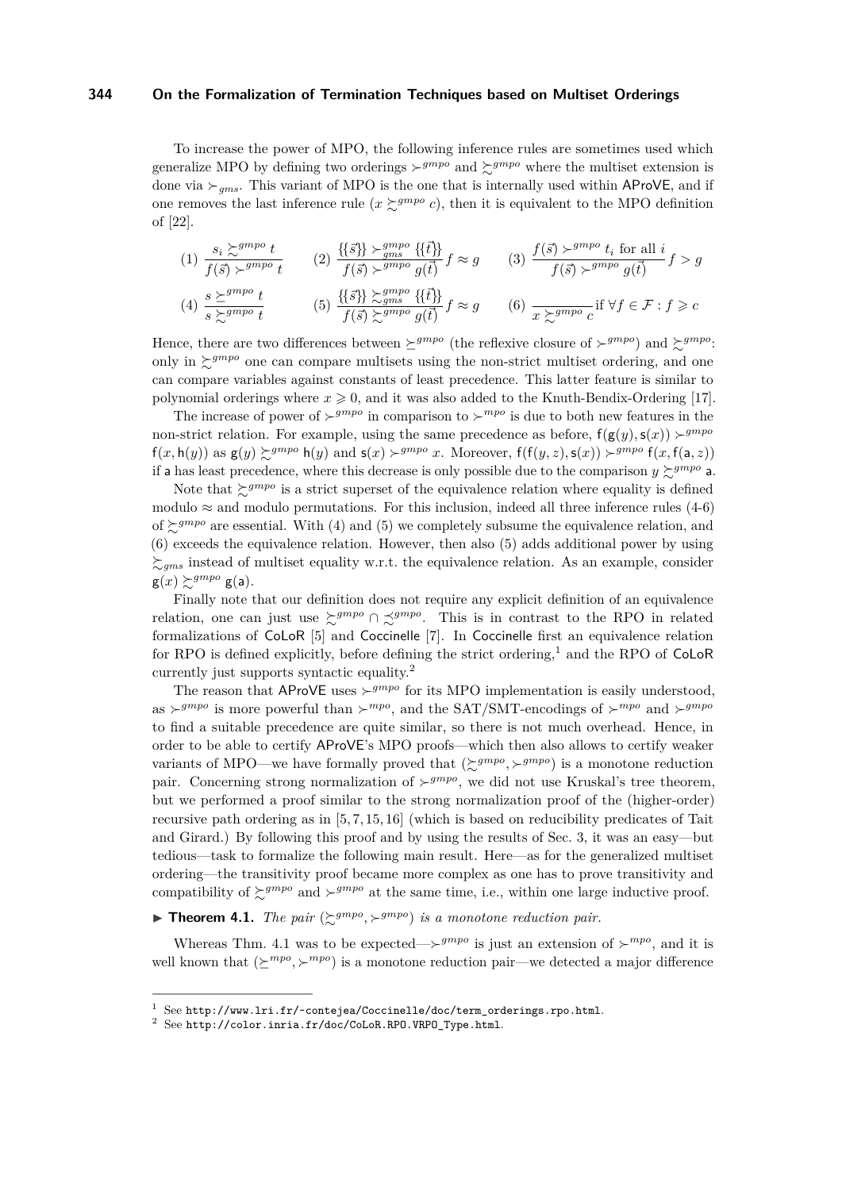To increase the power of MPO, the following inference rules are sometimes used which generalize MPO by defining two orderings $\succ^{gmpo}$ and $\succsim^{gmpo}$ where the multiset extension is done via $\succ_{gms}$. This variant of MPO is the one that is internally used within AProVE, and if one removes the last inference rule ($x \succsim^{gmpo} c$), then it is equivalent to the MPO definition of [22].

$$(1)\ \frac{s_i \succsim^{gmpo} t}{f(\vec{s}) \succ^{gmpo} t} \qquad (2)\ \frac{\{\{\vec{s}\}\} \succ^{gmpo}_{gms} \{\{\vec{t}\}\}}{f(\vec{s}) \succ^{gmpo} g(\vec{t})}\ f \approx g \qquad (3)\ \frac{f(\vec{s}) \succ^{gmpo} t_i \text{ for all } i}{f(\vec{s}) \succ^{gmpo} g(\vec{t})}\ f > g$$

$$(4)\ \frac{s \succeq^{gmpo} t}{s \succsim^{gmpo} t} \qquad (5)\ \frac{\{\{\vec{s}\}\} \succsim^{gmpo}_{gms} \{\{\vec{t}\}\}}{f(\vec{s}) \succsim^{gmpo} g(\vec{t})}\ f \approx g \qquad (6)\ \frac{}{x \succsim^{gmpo} c}\text{if } \forall f \in \mathcal{F} : f \geqslant c$$

Hence, there are two differences between $\succeq^{gmpo}$ (the reflexive closure of $\succ^{gmpo}$) and $\succsim^{gmpo}$: only in $\succsim^{gmpo}$ one can compare multisets using the non-strict multiset ordering, and one can compare variables against constants of least precedence. This latter feature is similar to polynomial orderings where $x \geqslant 0$, and it was also added to the Knuth-Bendix-Ordering [17].

The increase of power of $\succ^{gmpo}$ in comparison to $\succ^{mpo}$ is due to both new features in the non-strict relation. For example, using the same precedence as before, $\mathsf{f}(\mathsf{g}(y), \mathsf{s}(x)) \succ^{gmpo} \mathsf{f}(x, \mathsf{h}(y))$ as $\mathsf{g}(y) \succsim^{gmpo} \mathsf{h}(y)$ and $\mathsf{s}(x) \succ^{gmpo} x$. Moreover, $\mathsf{f}(\mathsf{f}(y, z), \mathsf{s}(x)) \succ^{gmpo} \mathsf{f}(x, \mathsf{f}(\mathsf{a}, z))$ if $\mathsf{a}$ has least precedence, where this decrease is only possible due to the comparison $y \succsim^{gmpo} \mathsf{a}$.

Note that $\succsim^{gmpo}$ is a strict superset of the equivalence relation where equality is defined modulo $\approx$ and modulo permutations. For this inclusion, indeed all three inference rules (4-6) of $\succsim^{gmpo}$ are essential. With (4) and (5) we completely subsume the equivalence relation, and (6) exceeds the equivalence relation. However, then also (5) adds additional power by using $\succsim_{gms}$ instead of multiset equality w.r.t. the equivalence relation. As an example, consider $\mathsf{g}(x) \succsim^{gmpo} \mathsf{g}(\mathsf{a})$.

Finally note that our definition does not require any explicit definition of an equivalence relation, one can just use $\succsim^{gmpo} \cap \precsim^{gmpo}$. This is in contrast to the RPO in related formalizations of CoLoR [5] and Coccinelle [7]. In Coccinelle first an equivalence relation for RPO is defined explicitly, before defining the strict ordering,[1] and the RPO of CoLoR currently just supports syntactic equality.[2]

The reason that AProVE uses $\succ^{gmpo}$ for its MPO implementation is easily understood, as $\succ^{gmpo}$ is more powerful than $\succ^{mpo}$, and the SAT/SMT-encodings of $\succ^{mpo}$ and $\succ^{gmpo}$ to find a suitable precedence are quite similar, so there is not much overhead. Hence, in order to be able to certify AProVE's MPO proofs—which then also allows to certify weaker variants of MPO—we have formally proved that $(\succsim^{gmpo}, \succ^{gmpo})$ is a monotone reduction pair. Concerning strong normalization of $\succ^{gmpo}$, we did not use Kruskal's tree theorem, but we performed a proof similar to the strong normalization proof of the (higher-order) recursive path ordering as in [5, 7, 15, 16] (which is based on reducibility predicates of Tait and Girard.) By following this proof and by using the results of Sec. 3, it was an easy—but tedious—task to formalize the following main result. Here—as for the generalized multiset ordering—the transitivity proof became more complex as one has to prove transitivity and compatibility of $\succsim^{gmpo}$ and $\succ^{gmpo}$ at the same time, i.e., within one large inductive proof.

▶ **Theorem 4.1.** *The pair $(\succsim^{gmpo}, \succ^{gmpo})$ is a monotone reduction pair.*

Whereas Thm. 4.1 was to be expected—$\succ^{gmpo}$ is just an extension of $\succ^{mpo}$, and it is well known that $(\succeq^{mpo}, \succ^{mpo})$ is a monotone reduction pair—we detected a major difference

[1] See http://www.lri.fr/~contejea/Coccinelle/doc/term_orderings.rpo.html.

[2] See http://color.inria.fr/doc/CoLoR.RPO.VRPO_Type.html.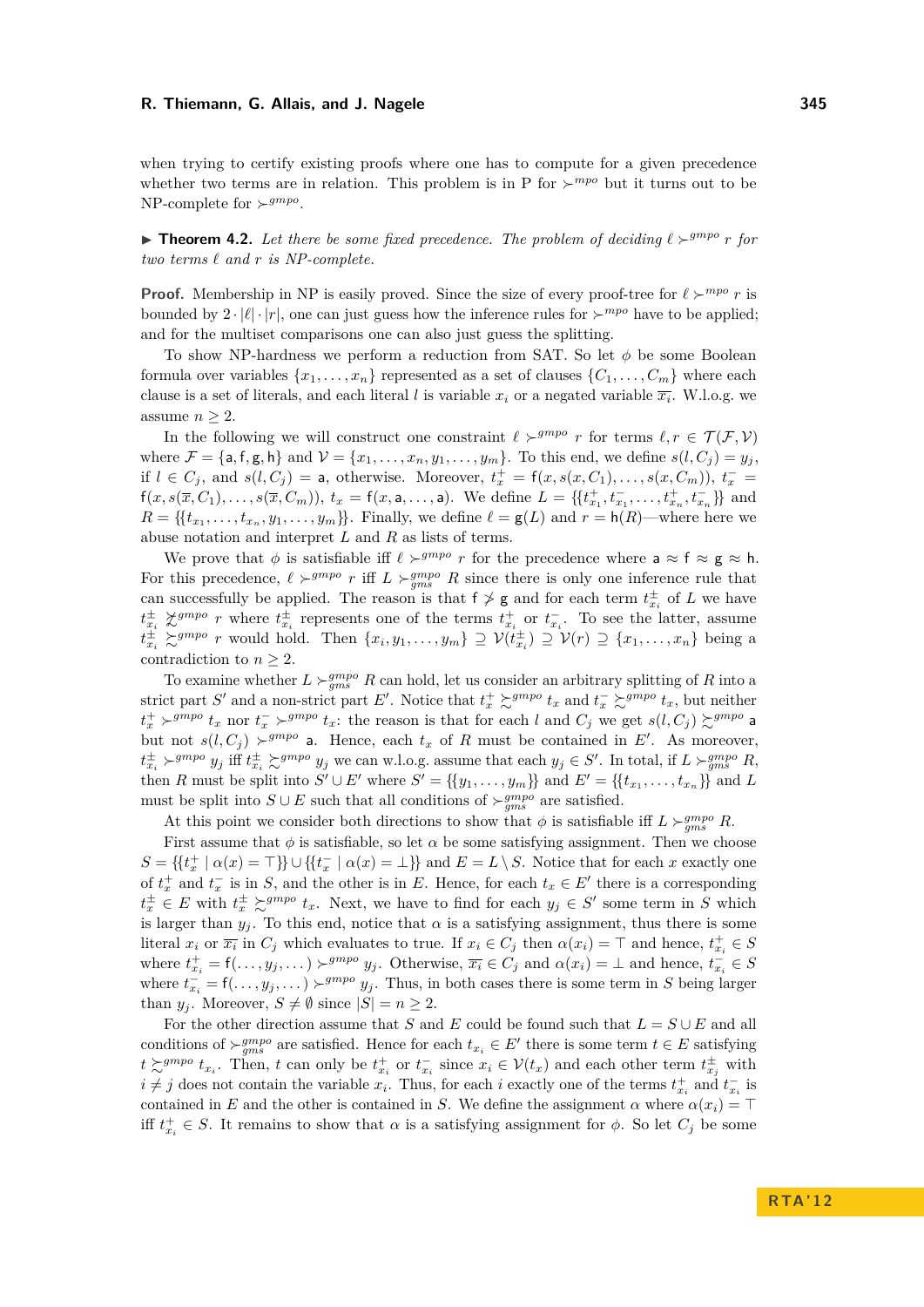when trying to certify existing proofs where one has to compute for a given precedence whether two terms are in relation. This problem is in P for $\succ^{mpo}$ but it turns out to be NP-complete for $\succ^{gmpo}$.

▶ **Theorem 4.2.** *Let there be some fixed precedence. The problem of deciding $\ell \succ^{gmpo} r$ for two terms $\ell$ and $r$ is NP-complete.*

**Proof.** Membership in NP is easily proved. Since the size of every proof-tree for $\ell \succ^{mpo} r$ is bounded by $2 \cdot |\ell| \cdot |r|$, one can just guess how the inference rules for $\succ^{mpo}$ have to be applied; and for the multiset comparisons one can also just guess the splitting.

To show NP-hardness we perform a reduction from SAT. So let $\phi$ be some Boolean formula over variables $\{x_1, \ldots, x_n\}$ represented as a set of clauses $\{C_1, \ldots, C_m\}$ where each clause is a set of literals, and each literal $l$ is variable $x_i$ or a negated variable $\overline{x_i}$. W.l.o.g. we assume $n \geq 2$.

In the following we will construct one constraint $\ell \succ^{gmpo} r$ for terms $\ell, r \in \mathcal{T}(\mathcal{F}, \mathcal{V})$ where $\mathcal{F} = \{\mathsf{a}, \mathsf{f}, \mathsf{g}, \mathsf{h}\}$ and $\mathcal{V} = \{x_1, \ldots, x_n, y_1, \ldots, y_m\}$. To this end, we define $s(l, C_j) = y_j$, if $l \in C_j$, and $s(l, C_j) = \mathsf{a}$, otherwise. Moreover, $t_x^+ = \mathsf{f}(x, s(x, C_1), \ldots, s(x, C_m))$, $t_x^- = \mathsf{f}(x, s(\overline{x}, C_1), \ldots, s(\overline{x}, C_m))$, $t_x = \mathsf{f}(x, \mathsf{a}, \ldots, \mathsf{a})$. We define $L = \{\{t_{x_1}^+, t_{x_1}^-, \ldots, t_{x_n}^+, t_{x_n}^-\}\}$ and $R = \{\{t_{x_1}, \ldots, t_{x_n}, y_1, \ldots, y_m\}\}$. Finally, we define $\ell = \mathsf{g}(L)$ and $r = \mathsf{h}(R)$—where here we abuse notation and interpret $L$ and $R$ as lists of terms.

We prove that $\phi$ is satisfiable iff $\ell \succ^{gmpo} r$ for the precedence where $\mathsf{a} \approx \mathsf{f} \approx \mathsf{g} \approx \mathsf{h}$. For this precedence, $\ell \succ^{gmpo} r$ iff $L \succ^{gmpo}_{gms} R$ since there is only one inference rule that can successfully be applied. The reason is that $\mathsf{f} \not> \mathsf{g}$ and for each term $t_{x_i}^{\pm}$ of $L$ we have $t_{x_i}^{\pm} \not\succsim^{gmpo} r$ where $t_{x_i}^{\pm}$ represents one of the terms $t_{x_i}^+$ or $t_{x_i}^-$. To see the latter, assume $t_{x_i}^{\pm} \succsim^{gmpo} r$ would hold. Then $\{x_i, y_1, \ldots, y_m\} \supseteq \mathcal{V}(t_{x_i}^{\pm}) \supseteq \mathcal{V}(r) \supseteq \{x_1, \ldots, x_n\}$ being a contradiction to $n \geq 2$.

To examine whether $L \succ^{gmpo}_{gms} R$ can hold, let us consider an arbitrary splitting of $R$ into a strict part $S'$ and a non-strict part $E'$. Notice that $t_x^+ \succsim^{gmpo} t_x$ and $t_x^- \succsim^{gmpo} t_x$, but neither $t_x^+ \succ^{gmpo} t_x$ nor $t_x^- \succ^{gmpo} t_x$: the reason is that for each $l$ and $C_j$ we get $s(l, C_j) \succsim^{gmpo} \mathsf{a}$ but not $s(l, C_j) \succ^{gmpo} \mathsf{a}$. Hence, each $t_x$ of $R$ must be contained in $E'$. As moreover, $t_{x_i}^{\pm} \succ^{gmpo} y_j$ iff $t_{x_i}^{\pm} \succsim^{gmpo} y_j$ we can w.l.o.g. assume that each $y_j \in S'$. In total, if $L \succ^{gmpo}_{gms} R$, then $R$ must be split into $S' \cup E'$ where $S' = \{\{y_1, \ldots, y_m\}\}$ and $E' = \{\{t_{x_1}, \ldots, t_{x_n}\}\}$ and $L$ must be split into $S \cup E$ such that all conditions of $\succ^{gmpo}_{gms}$ are satisfied.

At this point we consider both directions to show that $\phi$ is satisfiable iff $L \succ^{gmpo}_{gms} R$.

First assume that $\phi$ is satisfiable, so let $\alpha$ be some satisfying assignment. Then we choose $S = \{\{t_x^+ \mid \alpha(x) = \top\}\} \cup \{\{t_x^- \mid \alpha(x) = \bot\}\}$ and $E = L \setminus S$. Notice that for each $x$ exactly one of $t_x^+$ and $t_x^-$ is in $S$, and the other is in $E$. Hence, for each $t_x \in E'$ there is a corresponding $t_x^{\pm} \in E$ with $t_x^{\pm} \succsim^{gmpo} t_x$. Next, we have to find for each $y_j \in S'$ some term in $S$ which is larger than $y_j$. To this end, notice that $\alpha$ is a satisfying assignment, thus there is some literal $x_i$ or $\overline{x_i}$ in $C_j$ which evaluates to true. If $x_i \in C_j$ then $\alpha(x_i) = \top$ and hence, $t_{x_i}^+ \in S$ where $t_{x_i}^+ = \mathsf{f}(\ldots, y_j, \ldots) \succ^{gmpo} y_j$. Otherwise, $\overline{x_i} \in C_j$ and $\alpha(x_i) = \bot$ and hence, $t_{x_i}^- \in S$ where $t_{x_i}^- = \mathsf{f}(\ldots, y_j, \ldots) \succ^{gmpo} y_j$. Thus, in both cases there is some term in $S$ being larger than $y_j$. Moreover, $S \neq \emptyset$ since $|S| = n \geq 2$.

For the other direction assume that $S$ and $E$ could be found such that $L = S \cup E$ and all conditions of $\succ^{gmpo}_{gms}$ are satisfied. Hence for each $t_{x_i} \in E'$ there is some term $t \in E$ satisfying $t \succsim^{gmpo} t_{x_i}$. Then, $t$ can only be $t_{x_i}^+$ or $t_{x_i}^-$ since $x_i \in \mathcal{V}(t_{x_i})$ and each other term $t_{x_j}^{\pm}$ with $i \neq j$ does not contain the variable $x_i$. Thus, for each $i$ exactly one of the terms $t_{x_i}^+$ and $t_{x_i}^-$ is contained in $E$ and the other is contained in $S$. We define the assignment $\alpha$ where $\alpha(x_i) = \top$ iff $t_{x_i}^+ \in S$. It remains to show that $\alpha$ is a satisfying assignment for $\phi$. So let $C_j$ be some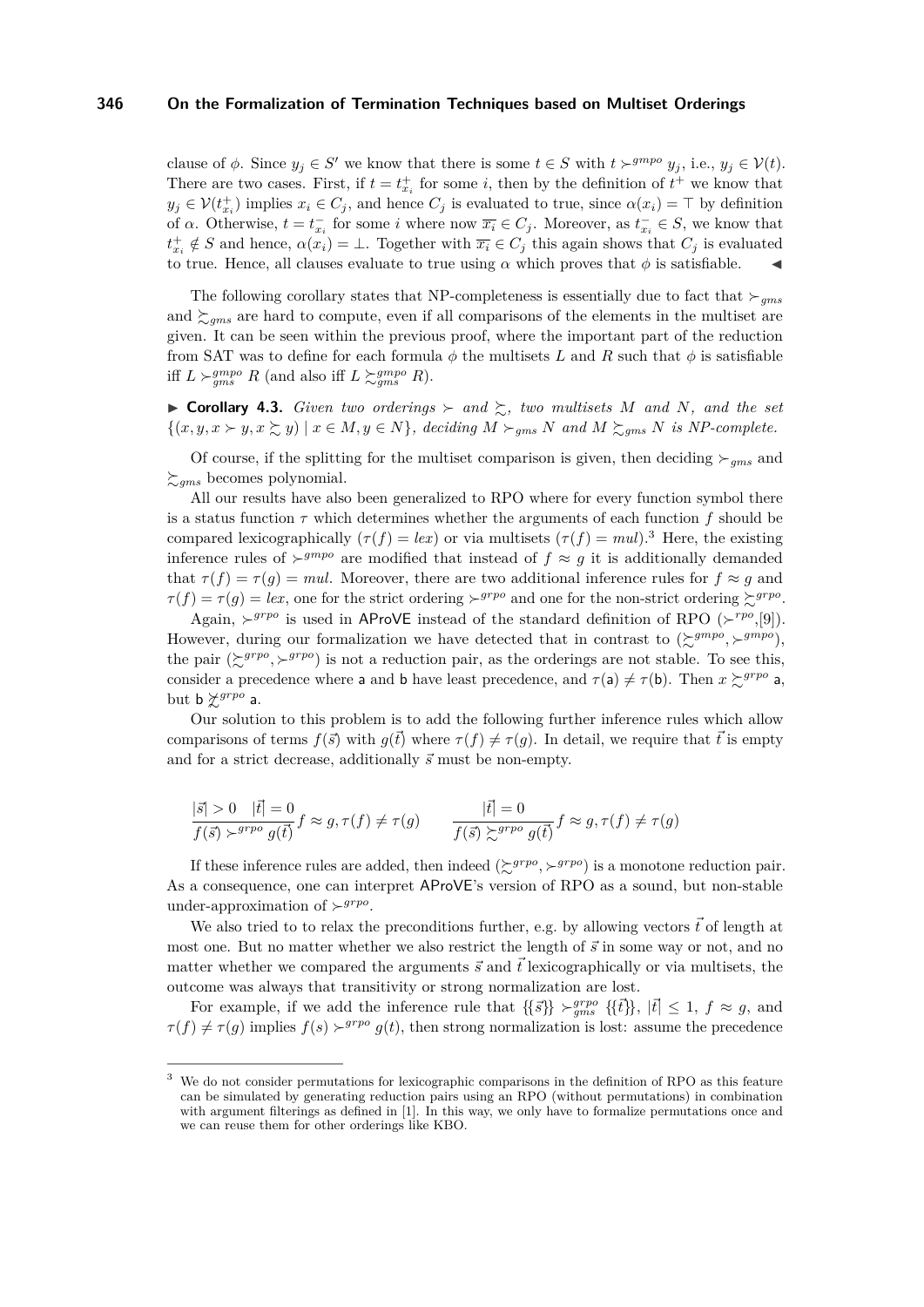clause of $\phi$. Since $y_j \in S'$ we know that there is some $t \in S$ with $t \succ^{gmpo} y_j$, i.e., $y_j \in \mathcal{V}(t)$. There are two cases. First, if $t = t^+_{x_i}$ for some $i$, then by the definition of $t^+$ we know that $y_j \in \mathcal{V}(t^+_{x_i})$ implies $x_i \in C_j$, and hence $C_j$ is evaluated to true, since $\alpha(x_i) = \top$ by definition of $\alpha$. Otherwise, $t = t^-_{x_i}$ for some $i$ where now $\overline{x_i} \in C_j$. Moreover, as $t^-_{x_i} \in S$, we know that $t^+_{x_i} \notin S$ and hence, $\alpha(x_i) = \bot$. Together with $\overline{x_i} \in C_j$ this again shows that $C_j$ is evaluated to true. Hence, all clauses evaluate to true using $\alpha$ which proves that $\phi$ is satisfiable. ◀

The following corollary states that NP-completeness is essentially due to fact that $\succ_{gms}$ and $\succsim_{gms}$ are hard to compute, even if all comparisons of the elements in the multiset are given. It can be seen within the previous proof, where the important part of the reduction from SAT was to define for each formula $\phi$ the multisets $L$ and $R$ such that $\phi$ is satisfiable iff $L \succ^{gmpo}_{gms} R$ (and also iff $L \succsim^{gmpo}_{gms} R$).

▶ **Corollary 4.3.** *Given two orderings $\succ$ and $\succsim$, two multisets $M$ and $N$, and the set $\{(x, y, x \succ y, x \succsim y) \mid x \in M, y \in N\}$, deciding $M \succ_{gms} N$ and $M \succsim_{gms} N$ is NP-complete.*

Of course, if the splitting for the multiset comparison is given, then deciding $\succ_{gms}$ and $\succsim_{gms}$ becomes polynomial.

All our results have also been generalized to RPO where for every function symbol there is a status function $\tau$ which determines whether the arguments of each function $f$ should be compared lexicographically ($\tau(f) = lex$) or via multisets ($\tau(f) = mul$).[3] Here, the existing inference rules of $\succ^{gmpo}$ are modified that instead of $f \approx g$ it is additionally demanded that $\tau(f) = \tau(g) = mul$. Moreover, there are two additional inference rules for $f \approx g$ and $\tau(f) = \tau(g) = lex$, one for the strict ordering $\succ^{grpo}$ and one for the non-strict ordering $\succsim^{grpo}$.

Again, $\succ^{grpo}$ is used in AProVE instead of the standard definition of RPO ($\succ^{rpo}$,[9]). However, during our formalization we have detected that in contrast to $(\succsim^{gmpo}, \succ^{gmpo})$, the pair $(\succsim^{grpo}, \succ^{grpo})$ is not a reduction pair, as the orderings are not stable. To see this, consider a precedence where $\mathsf{a}$ and $\mathsf{b}$ have least precedence, and $\tau(\mathsf{a}) \neq \tau(\mathsf{b})$. Then $x \succsim^{grpo} \mathsf{a}$, but $\mathsf{b} \not\succsim^{grpo} \mathsf{a}$.

Our solution to this problem is to add the following further inference rules which allow comparisons of terms $f(\vec{s})$ with $g(\vec{t})$ where $\tau(f) \neq \tau(g)$. In detail, we require that $\vec{t}$ is empty and for a strict decrease, additionally $\vec{s}$ must be non-empty.

$$\frac{|\vec{s}| > 0 \quad |\vec{t}| = 0}{f(\vec{s}) \succ^{grpo} g(\vec{t})} f \approx g, \tau(f) \neq \tau(g) \qquad \frac{|\vec{t}| = 0}{f(\vec{s}) \succsim^{grpo} g(\vec{t})} f \approx g, \tau(f) \neq \tau(g)$$

If these inference rules are added, then indeed $(\succsim^{grpo}, \succ^{grpo})$ is a monotone reduction pair. As a consequence, one can interpret AProVE's version of RPO as a sound, but non-stable under-approximation of $\succ^{grpo}$.

We also tried to to relax the preconditions further, e.g. by allowing vectors $\vec{t}$ of length at most one. But no matter whether we also restrict the length of $\vec{s}$ in some way or not, and no matter whether we compared the arguments $\vec{s}$ and $\vec{t}$ lexicographically or via multisets, the outcome was always that transitivity or strong normalization are lost.

For example, if we add the inference rule that $\{\{\vec{s}\}\} \succ^{grpo}_{gms} \{\{\vec{t}\}\}$, $|\vec{t}| \leq 1$, $f \approx g$, and $\tau(f) \neq \tau(g)$ implies $f(s) \succ^{grpo} g(t)$, then strong normalization is lost: assume the precedence

[3] We do not consider permutations for lexicographic comparisons in the definition of RPO as this feature can be simulated by generating reduction pairs using an RPO (without permutations) in combination with argument filterings as defined in [1]. In this way, we only have to formalize permutations once and we can reuse them for other orderings like KBO.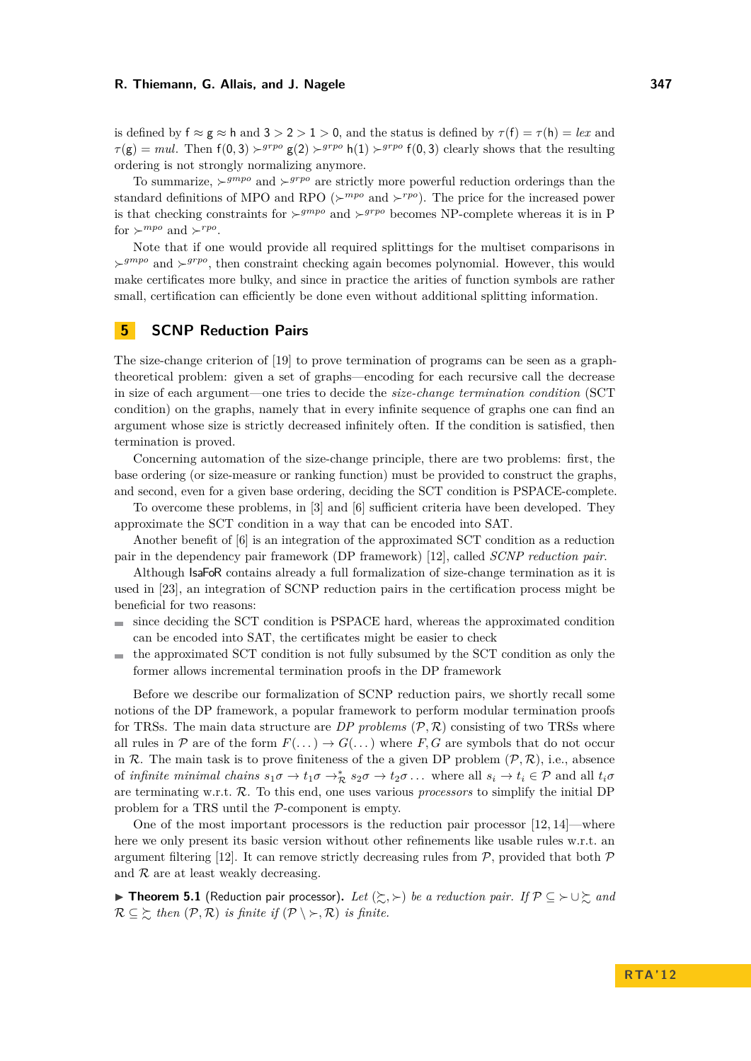is defined by $\mathsf{f} \approx \mathsf{g} \approx \mathsf{h}$ and $3 > 2 > 1 > 0$, and the status is defined by $\tau(\mathsf{f}) = \tau(\mathsf{h}) = \mathit{lex}$ and $\tau(\mathsf{g}) = \mathit{mul}$. Then $\mathsf{f}(0,3) \succ^{grpo} \mathsf{g}(2) \succ^{grpo} \mathsf{h}(1) \succ^{grpo} \mathsf{f}(0,3)$ clearly shows that the resulting ordering is not strongly normalizing anymore.

To summarize, $\succ^{gmpo}$ and $\succ^{grpo}$ are strictly more powerful reduction orderings than the standard definitions of MPO and RPO ($\succ^{mpo}$ and $\succ^{rpo}$). The price for the increased power is that checking constraints for $\succ^{gmpo}$ and $\succ^{grpo}$ becomes NP-complete whereas it is in P for $\succ^{mpo}$ and $\succ^{rpo}$.

Note that if one would provide all required splittings for the multiset comparisons in $\succ^{gmpo}$ and $\succ^{grpo}$, then constraint checking again becomes polynomial. However, this would make certificates more bulky, and since in practice the arities of function symbols are rather small, certification can efficiently be done even without additional splitting information.

## 5 SCNP Reduction Pairs

The size-change criterion of [19] to prove termination of programs can be seen as a graph-theoretical problem: given a set of graphs—encoding for each recursive call the decrease in size of each argument—one tries to decide the *size-change termination condition* (SCT condition) on the graphs, namely that in every infinite sequence of graphs one can find an argument whose size is strictly decreased infinitely often. If the condition is satisfied, then termination is proved.

Concerning automation of the size-change principle, there are two problems: first, the base ordering (or size-measure or ranking function) must be provided to construct the graphs, and second, even for a given base ordering, deciding the SCT condition is PSPACE-complete.

To overcome these problems, in [3] and [6] sufficient criteria have been developed. They approximate the SCT condition in a way that can be encoded into SAT.

Another benefit of [6] is an integration of the approximated SCT condition as a reduction pair in the dependency pair framework (DP framework) [12], called *SCNP reduction pair*.

Although IsaFoR contains already a full formalization of size-change termination as it is used in [23], an integration of SCNP reduction pairs in the certification process might be beneficial for two reasons:

- since deciding the SCT condition is PSPACE hard, whereas the approximated condition can be encoded into SAT, the certificates might be easier to check
- the approximated SCT condition is not fully subsumed by the SCT condition as only the former allows incremental termination proofs in the DP framework

Before we describe our formalization of SCNP reduction pairs, we shortly recall some notions of the DP framework, a popular framework to perform modular termination proofs for TRSs. The main data structure are *DP problems* $(\mathcal{P}, \mathcal{R})$ consisting of two TRSs where all rules in $\mathcal{P}$ are of the form $F(\dots) \to G(\dots)$ where $F, G$ are symbols that do not occur in $\mathcal{R}$. The main task is to prove finiteness of a given DP problem $(\mathcal{P}, \mathcal{R})$, i.e., absence of *infinite minimal chains* $s_1\sigma \to t_1\sigma \to^*_{\mathcal{R}} s_2\sigma \to t_2\sigma \dots$ where all $s_i \to t_i \in \mathcal{P}$ and all $t_i\sigma$ are terminating w.r.t. $\mathcal{R}$. To this end, one uses various *processors* to simplify the initial DP problem for a TRS until the $\mathcal{P}$-component is empty.

One of the most important processors is the reduction pair processor [12, 14]—where here we only present its basic version without other refinements like usable rules w.r.t. an argument filtering [12]. It can remove strictly decreasing rules from $\mathcal{P}$, provided that both $\mathcal{P}$ and $\mathcal{R}$ are at least weakly decreasing.

▶ **Theorem 5.1** (Reduction pair processor). *Let $(\succsim, \succ)$ be a reduction pair. If $\mathcal{P} \subseteq \succ \cup \succsim$ and $\mathcal{R} \subseteq \succsim$ then $(\mathcal{P}, \mathcal{R})$ is finite if $(\mathcal{P} \setminus \succ, \mathcal{R})$ is finite.*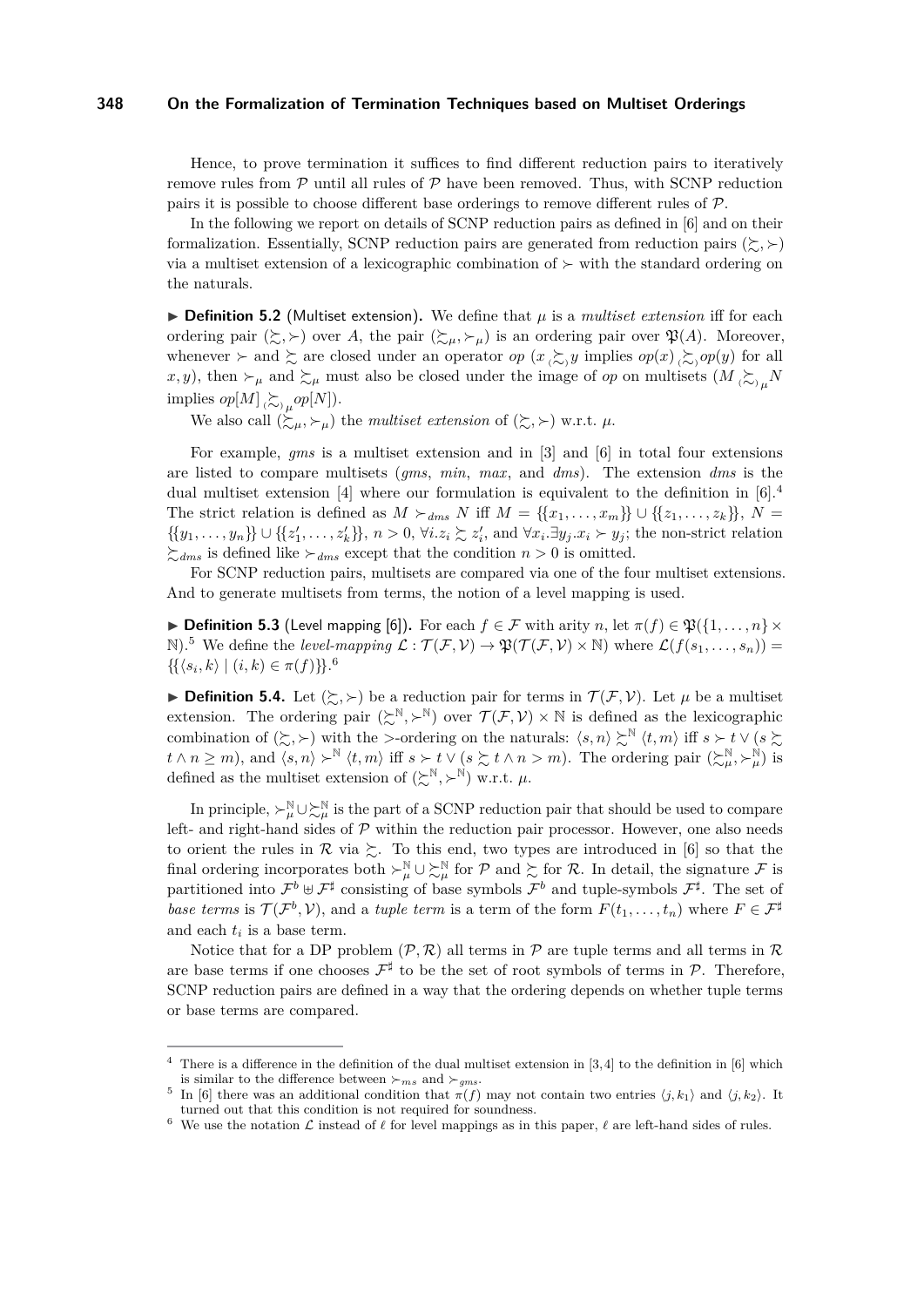Hence, to prove termination it suffices to find different reduction pairs to iteratively remove rules from $\mathcal{P}$ until all rules of $\mathcal{P}$ have been removed. Thus, with SCNP reduction pairs it is possible to choose different base orderings to remove different rules of $\mathcal{P}$.

In the following we report on details of SCNP reduction pairs as defined in [6] and on their formalization. Essentially, SCNP reduction pairs are generated from reduction pairs $(\succsim, \succ)$ via a multiset extension of a lexicographic combination of $\succ$ with the standard ordering on the naturals.

▶ **Definition 5.2** (Multiset extension)**.** We define that $\mu$ is a *multiset extension* iff for each ordering pair $(\succsim, \succ)$ over $A$, the pair $(\succsim_\mu, \succ_\mu)$ is an ordering pair over $\mathfrak{P}(A)$. Moreover, whenever $\succ$ and $\succsim$ are closed under an operator $op$ ($x \mathrel{_{(}\succsim_{)}} y$ implies $op(x) \mathrel{_{(}\succsim_{)}} op(y)$ for all $x, y$), then $\succ_\mu$ and $\succsim_\mu$ must also be closed under the image of $op$ on multisets ($M \mathrel{_{(}\succsim_{)}}_\mu N$ implies $op[M] \mathrel{_{(}\succsim_{)}}_\mu op[N]$).

We also call $(\succsim_\mu, \succ_\mu)$ the *multiset extension* of $(\succsim, \succ)$ w.r.t. $\mu$.

For example, *gms* is a multiset extension and in [3] and [6] in total four extensions are listed to compare multisets (*gms*, *min*, *max*, and *dms*). The extension *dms* is the dual multiset extension [4] where our formulation is equivalent to the definition in [6].[4] The strict relation is defined as $M \succ_{dms} N$ iff $M = \{\{x_1, \ldots, x_m\}\} \cup \{\{z_1, \ldots, z_k\}\}$, $N = \{\{y_1, \ldots, y_n\}\} \cup \{\{z'_1, \ldots, z'_k\}\}$, $n > 0$, $\forall i. z_i \succsim z'_i$, and $\forall x_i. \exists y_j. x_i \succ y_j$; the non-strict relation $\succsim_{dms}$ is defined like $\succ_{dms}$ except that the condition $n > 0$ is omitted.

For SCNP reduction pairs, multisets are compared via one of the four multiset extensions. And to generate multisets from terms, the notion of a level mapping is used.

▶ **Definition 5.3** (Level mapping [6])**.** For each $f \in \mathcal{F}$ with arity $n$, let $\pi(f) \in \mathfrak{P}(\{1, \ldots, n\} \times \mathbb{N})$.[5] We define the *level-mapping* $\mathcal{L} : \mathcal{T}(\mathcal{F}, \mathcal{V}) \to \mathfrak{P}(\mathcal{T}(\mathcal{F}, \mathcal{V}) \times \mathbb{N})$ where $\mathcal{L}(f(s_1, \ldots, s_n)) = \{\{\langle s_i, k\rangle \mid (i, k) \in \pi(f)\}\}$.[6]

▶ **Definition 5.4.** Let $(\succsim, \succ)$ be a reduction pair for terms in $\mathcal{T}(\mathcal{F}, \mathcal{V})$. Let $\mu$ be a multiset extension. The ordering pair $(\succsim^{\mathbb{N}}, \succ^{\mathbb{N}})$ over $\mathcal{T}(\mathcal{F}, \mathcal{V}) \times \mathbb{N}$ is defined as the lexicographic combination of $(\succsim, \succ)$ with the $>$-ordering on the naturals: $\langle s, n\rangle \succsim^{\mathbb{N}} \langle t, m\rangle$ iff $s \succ t \vee (s \succsim t \wedge n \geq m)$, and $\langle s, n\rangle \succ^{\mathbb{N}} \langle t, m\rangle$ iff $s \succ t \vee (s \succsim t \wedge n > m)$. The ordering pair $(\succsim^{\mathbb{N}}_\mu, \succ^{\mathbb{N}}_\mu)$ is defined as the multiset extension of $(\succsim^{\mathbb{N}}, \succ^{\mathbb{N}})$ w.r.t. $\mu$.

In principle, $\succ^{\mathbb{N}}_\mu \cup \succsim^{\mathbb{N}}_\mu$ is the part of a SCNP reduction pair that should be used to compare left- and right-hand sides of $\mathcal{P}$ within the reduction pair processor. However, one also needs to orient the rules in $\mathcal{R}$ via $\succsim$. To this end, two types are introduced in [6] so that the final ordering incorporates both $\succ^{\mathbb{N}}_\mu \cup \succsim^{\mathbb{N}}_\mu$ for $\mathcal{P}$ and $\succsim$ for $\mathcal{R}$. In detail, the signature $\mathcal{F}$ is partitioned into $\mathcal{F}^\flat \uplus \mathcal{F}^\sharp$ consisting of base symbols $\mathcal{F}^\flat$ and tuple-symbols $\mathcal{F}^\sharp$. The set of *base terms* is $\mathcal{T}(\mathcal{F}^\flat, \mathcal{V})$, and a *tuple term* is a term of the form $F(t_1, \ldots, t_n)$ where $F \in \mathcal{F}^\sharp$ and each $t_i$ is a base term.

Notice that for a DP problem $(\mathcal{P}, \mathcal{R})$ all terms in $\mathcal{P}$ are tuple terms and all terms in $\mathcal{R}$ are base terms if one chooses $\mathcal{F}^\sharp$ to be the set of root symbols of terms in $\mathcal{P}$. Therefore, SCNP reduction pairs are defined in a way that the ordering depends on whether tuple terms or base terms are compared.

---

[4] There is a difference in the definition of the dual multiset extension in [3,4] to the definition in [6] which is similar to the difference between $\succ_{ms}$ and $\succ_{gms}$.

[5] In [6] there was an additional condition that $\pi(f)$ may not contain two entries $\langle j, k_1\rangle$ and $\langle j, k_2\rangle$. It turned out that this condition is not required for soundness.

[6] We use the notation $\mathcal{L}$ instead of $\ell$ for level mappings as in this paper, $\ell$ are left-hand sides of rules.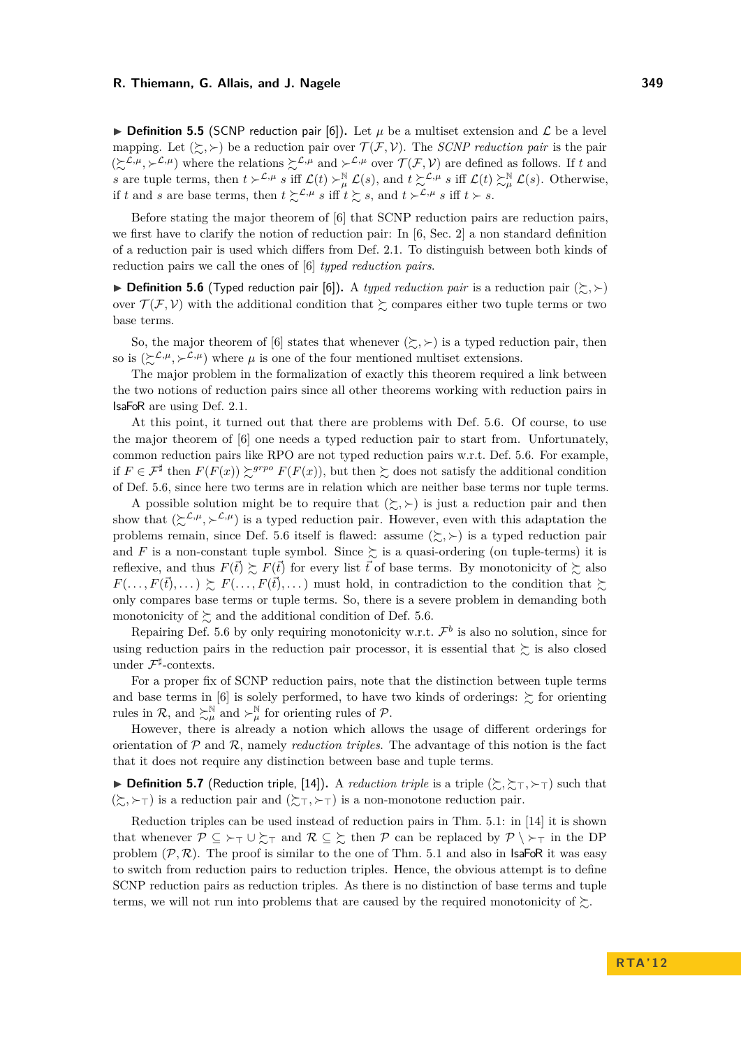▶ **Definition 5.5** (SCNP reduction pair [6]). Let $\mu$ be a multiset extension and $\mathcal{L}$ be a level mapping. Let $(\succsim, \succ)$ be a reduction pair over $\mathcal{T}(\mathcal{F}, \mathcal{V})$. The *SCNP reduction pair* is the pair $(\succsim^{\mathcal{L},\mu}, \succ^{\mathcal{L},\mu})$ where the relations $\succsim^{\mathcal{L},\mu}$ and $\succ^{\mathcal{L},\mu}$ over $\mathcal{T}(\mathcal{F}, \mathcal{V})$ are defined as follows. If $t$ and $s$ are tuple terms, then $t \succ^{\mathcal{L},\mu} s$ iff $\mathcal{L}(t) \succ^{\mathbb{N}}_{\mu} \mathcal{L}(s)$, and $t \succsim^{\mathcal{L},\mu} s$ iff $\mathcal{L}(t) \succsim^{\mathbb{N}}_{\mu} \mathcal{L}(s)$. Otherwise, if $t$ and $s$ are base terms, then $t \succsim^{\mathcal{L},\mu} s$ iff $t \succsim s$, and $t \succ^{\mathcal{L},\mu} s$ iff $t \succ s$.

Before stating the major theorem of [6] that SCNP reduction pairs are reduction pairs, we first have to clarify the notion of reduction pair: In [6, Sec. 2] a non standard definition of a reduction pair is used which differs from Def. 2.1. To distinguish between both kinds of reduction pairs we call the ones of [6] *typed reduction pairs*.

▶ **Definition 5.6** (Typed reduction pair [6]). A *typed reduction pair* is a reduction pair $(\succsim, \succ)$ over $\mathcal{T}(\mathcal{F}, \mathcal{V})$ with the additional condition that $\succsim$ compares either two tuple terms or two base terms.

So, the major theorem of [6] states that whenever $(\succsim, \succ)$ is a typed reduction pair, then so is $(\succsim^{\mathcal{L},\mu}, \succ^{\mathcal{L},\mu})$ where $\mu$ is one of the four mentioned multiset extensions.

The major problem in the formalization of exactly this theorem required a link between the two notions of reduction pairs since all other theorems working with reduction pairs in IsaFoR are using Def. 2.1.

At this point, it turned out that there are problems with Def. 5.6. Of course, to use the major theorem of [6] one needs a typed reduction pair to start from. Unfortunately, common reduction pairs like RPO are not typed reduction pairs w.r.t. Def. 5.6. For example, if $F \in \mathcal{F}^\sharp$ then $F(F(x)) \succsim^{grpo} F(F(x))$, but then $\succsim$ does not satisfy the additional condition of Def. 5.6, since here two terms are in relation which are neither base terms nor tuple terms.

A possible solution might be to require that $(\succsim, \succ)$ is just a reduction pair and then show that $(\succsim^{\mathcal{L},\mu}, \succ^{\mathcal{L},\mu})$ is a typed reduction pair. However, even with this adaptation the problems remain, since Def. 5.6 itself is flawed: assume $(\succsim, \succ)$ is a typed reduction pair and $F$ is a non-constant tuple symbol. Since $\succsim$ is a quasi-ordering (on tuple-terms) it is reflexive, and thus $F(\vec{t}) \succsim F(\vec{t})$ for every list $\vec{t}$ of base terms. By monotonicity of $\succsim$ also $F(\dots, F(\vec{t}), \dots) \succsim F(\dots, F(\vec{t}), \dots)$ must hold, in contradiction to the condition that $\succsim$ only compares base terms or tuple terms. So, there is a severe problem in demanding both monotonicity of $\succsim$ and the additional condition of Def. 5.6.

Repairing Def. 5.6 by only requiring monotonicity w.r.t. $\mathcal{F}^b$ is also no solution, since for using reduction pairs in the reduction pair processor, it is essential that $\succsim$ is also closed under $\mathcal{F}^\sharp$-contexts.

For a proper fix of SCNP reduction pairs, note that the distinction between tuple terms and base terms in [6] is solely performed, to have two kinds of orderings: $\succsim$ for orienting rules in $\mathcal{R}$, and $\succsim^{\mathbb{N}}_{\mu}$ and $\succ^{\mathbb{N}}_{\mu}$ for orienting rules of $\mathcal{P}$.

However, there is already a notion which allows the usage of different orderings for orientation of $\mathcal{P}$ and $\mathcal{R}$, namely *reduction triples*. The advantage of this notion is the fact that it does not require any distinction between base and tuple terms.

▶ **Definition 5.7** (Reduction triple, [14]). A *reduction triple* is a triple $(\succsim, \succsim_\top, \succ_\top)$ such that $(\succsim, \succ_\top)$ is a reduction pair and $(\succsim_\top, \succ_\top)$ is a non-monotone reduction pair.

Reduction triples can be used instead of reduction pairs in Thm. 5.1: in [14] it is shown that whenever $\mathcal{P} \subseteq \succ_\top \cup \succsim_\top$ and $\mathcal{R} \subseteq \succsim$ then $\mathcal{P}$ can be replaced by $\mathcal{P} \setminus \succ_\top$ in the DP problem $(\mathcal{P}, \mathcal{R})$. The proof is similar to the one of Thm. 5.1 and also in IsaFoR it was easy to switch from reduction pairs to reduction triples. Hence, the obvious attempt is to define SCNP reduction pairs as reduction triples. As there is no distinction of base terms and tuple terms, we will not run into problems that are caused by the required monotonicity of $\succsim$.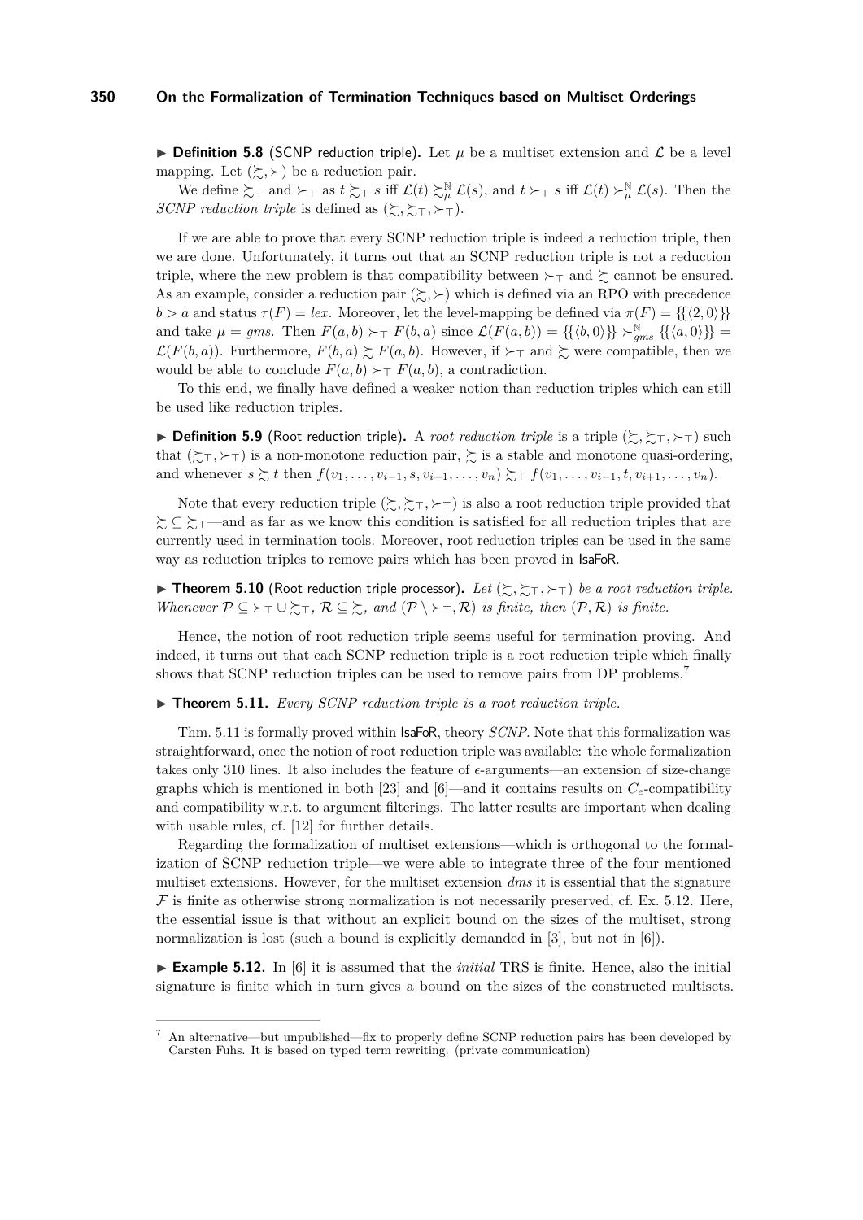▶ **Definition 5.8** (SCNP reduction triple)**.** Let $\mu$ be a multiset extension and $\mathcal{L}$ be a level mapping. Let $(\succsim, \succ)$ be a reduction pair.

We define $\succsim_\top$ and $\succ_\top$ as $t \succsim_\top s$ iff $\mathcal{L}(t) \succsim_\mu^{\mathbb{N}} \mathcal{L}(s)$, and $t \succ_\top s$ iff $\mathcal{L}(t) \succ_\mu^{\mathbb{N}} \mathcal{L}(s)$. Then the *SCNP reduction triple* is defined as $(\succsim, \succsim_\top, \succ_\top)$.

If we are able to prove that every SCNP reduction triple is indeed a reduction triple, then we are done. Unfortunately, it turns out that an SCNP reduction triple is not a reduction triple, where the new problem is that compatibility between $\succ_\top$ and $\succsim$ cannot be ensured. As an example, consider a reduction pair $(\succsim, \succ)$ which is defined via an RPO with precedence $b > a$ and status $\tau(F) = lex$. Moreover, let the level-mapping be defined via $\pi(F) = \{\{\langle 2, 0\rangle\}\}$ and take $\mu = gms$. Then $F(a,b) \succ_\top F(b,a)$ since $\mathcal{L}(F(a,b)) = \{\{\langle b, 0\rangle\}\} \succ_{gms}^{\mathbb{N}} \{\{\langle a, 0\rangle\}\} = \mathcal{L}(F(b,a))$. Furthermore, $F(b,a) \succsim F(a,b)$. However, if $\succ_\top$ and $\succsim$ were compatible, then we would be able to conclude $F(a,b) \succ_\top F(a,b)$, a contradiction.

To this end, we finally have defined a weaker notion than reduction triples which can still be used like reduction triples.

▶ **Definition 5.9** (Root reduction triple)**.** A *root reduction triple* is a triple $(\succsim, \succsim_\top, \succ_\top)$ such that $(\succsim_\top, \succ_\top)$ is a non-monotone reduction pair, $\succsim$ is a stable and monotone quasi-ordering, and whenever $s \succsim t$ then $f(v_1, \dots, v_{i-1}, s, v_{i+1}, \dots, v_n) \succsim_\top f(v_1, \dots, v_{i-1}, t, v_{i+1}, \dots, v_n)$.

Note that every reduction triple $(\succsim, \succsim_\top, \succ_\top)$ is also a root reduction triple provided that $\succsim \subseteq \succsim_\top$—and as far as we know this condition is satisfied for all reduction triples that are currently used in termination tools. Moreover, root reduction triples can be used in the same way as reduction triples to remove pairs which has been proved in IsaFoR.

▶ **Theorem 5.10** (Root reduction triple processor)**.** *Let $(\succsim, \succsim_\top, \succ_\top)$ be a root reduction triple. Whenever $\mathcal{P} \subseteq \succ_\top \cup \succsim_\top$, $\mathcal{R} \subseteq \succsim$, and $(\mathcal{P} \setminus \succ_\top, \mathcal{R})$ is finite, then $(\mathcal{P}, \mathcal{R})$ is finite.*

Hence, the notion of root reduction triple seems useful for termination proving. And indeed, it turns out that each SCNP reduction triple is a root reduction triple which finally shows that SCNP reduction triples can be used to remove pairs from DP problems.[7]

▶ **Theorem 5.11.** *Every SCNP reduction triple is a root reduction triple.*

Thm. 5.11 is formally proved within IsaFoR, theory *SCNP*. Note that this formalization was straightforward, once the notion of root reduction triple was available: the whole formalization takes only 310 lines. It also includes the feature of $\epsilon$-arguments—an extension of size-change graphs which is mentioned in both [23] and [6]—and it contains results on $C_e$-compatibility and compatibility w.r.t. to argument filterings. The latter results are important when dealing with usable rules, cf. [12] for further details.

Regarding the formalization of multiset extensions—which is orthogonal to the formalization of SCNP reduction triple—we were able to integrate three of the four mentioned multiset extensions. However, for the multiset extension *dms* it is essential that the signature $\mathcal{F}$ is finite as otherwise strong normalization is not necessarily preserved, cf. Ex. 5.12. Here, the essential issue is that without an explicit bound on the sizes of the multiset, strong normalization is lost (such a bound is explicitly demanded in [3], but not in [6]).

▶ **Example 5.12.** In [6] it is assumed that the *initial* TRS is finite. Hence, also the initial signature is finite which in turn gives a bound on the sizes of the constructed multisets.

---

[7] An alternative—but unpublished—fix to properly define SCNP reduction pairs has been developed by Carsten Fuhs. It is based on typed term rewriting. (private communication)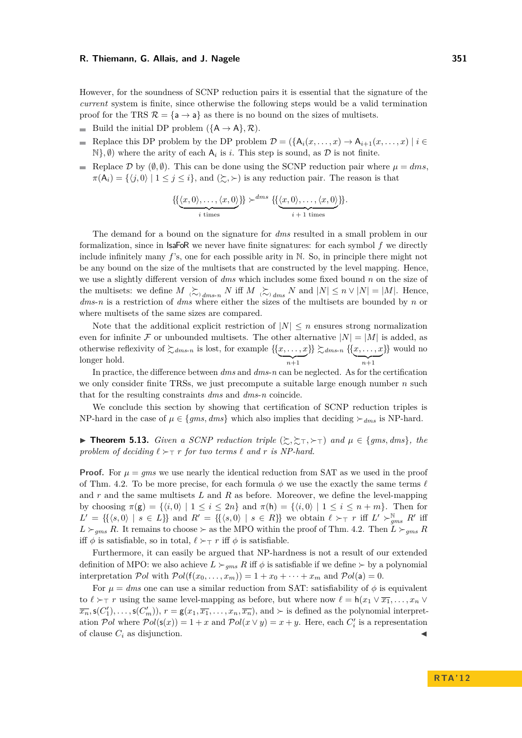However, for the soundness of SCNP reduction pairs it is essential that the signature of the *current* system is finite, since otherwise the following steps would be a valid termination proof for the TRS $\mathcal{R} = \{\mathsf{a} \to \mathsf{a}\}$ as there is no bound on the sizes of multisets.

- Build the initial DP problem $(\{\mathsf{A} \to \mathsf{A}\}, \mathcal{R})$.
- Replace this DP problem by the DP problem $\mathcal{D} = (\{\mathsf{A}_i(x, \ldots, x) \to \mathsf{A}_{i+1}(x, \ldots, x) \mid i \in \mathbb{N}\}, \emptyset)$ where the arity of each $\mathsf{A}_i$ is $i$. This step is sound, as $\mathcal{D}$ is not finite.
- Replace $\mathcal{D}$ by $(\emptyset, \emptyset)$. This can be done using the SCNP reduction pair where $\mu = dms$, $\pi(\mathsf{A}_i) = \{\langle j, 0\rangle \mid 1 \leq j \leq i\}$, and $(\succsim, \succ)$ is any reduction pair. The reason is that

$$\{\{\underbrace{\langle x,0\rangle, \ldots, \langle x,0\rangle}_{i \text{ times}}\}\} \succ^{dms} \{\{\underbrace{\langle x,0\rangle, \ldots, \langle x,0\rangle}_{i+1 \text{ times}}\}\}.$$

The demand for a bound on the signature for $dms$ resulted in a small problem in our formalization, since in IsaFoR we never have finite signatures: for each symbol $f$ we directly include infinitely many $f$'s, one for each possible arity in $\mathbb{N}$. So, in principle there might not be any bound on the size of the multisets that are constructed by the level mapping. Hence, we use a slightly different version of $dms$ which includes some fixed bound $n$ on the size of the multisets: we define $M \;{}_{(}\!\succsim\!{}_{)}{}_{dms\text{-}n}\; N$ iff $M \;{}_{(}\!\succsim\!{}_{)}{}_{dms}\; N$ and $|N| \leq n \vee |N| = |M|$. Hence, $dms$-$n$ is a restriction of $dms$ where either the sizes of the multisets are bounded by $n$ or where multisets of the same sizes are compared.

Note that the additional explicit restriction of $|N| \leq n$ ensures strong normalization even for infinite $\mathcal{F}$ or unbounded multisets. The other alternative $|N| = |M|$ is added, as otherwise reflexivity of $\succsim_{dms\text{-}n}$ is lost, for example $\{\{\underbrace{x, \ldots, x}_{n+1}\}\} \succsim_{dms\text{-}n} \{\{\underbrace{x, \ldots, x}_{n+1}\}\}$ would no longer hold.

In practice, the difference between $dms$ and $dms$-$n$ can be neglected. As for the certification we only consider finite TRSs, we just precompute a suitable large enough number $n$ such that for the resulting constraints $dms$ and $dms$-$n$ coincide.

We conclude this section by showing that certification of SCNP reduction triples is NP-hard in the case of $\mu \in \{gms, dms\}$ which also implies that deciding $\succ_{dms}$ is NP-hard.

▶ **Theorem 5.13.** *Given a SCNP reduction triple $(\succsim, \succsim_\top, \succ_\top)$ and $\mu \in \{gms, dms\}$, the problem of deciding $\ell \succ_\top r$ for two terms $\ell$ and $r$ is NP-hard.*

**Proof.** For $\mu = gms$ we use nearly the identical reduction from SAT as we used in the proof of Thm. 4.2. To be more precise, for each formula $\phi$ we use the exactly the same terms $\ell$ and $r$ and the same multisets $L$ and $R$ as before. Moreover, we define the level-mapping by choosing $\pi(\mathsf{g}) = \{\langle i, 0\rangle \mid 1 \leq i \leq 2n\}$ and $\pi(\mathsf{h}) = \{\langle i, 0\rangle \mid 1 \leq i \leq n+m\}$. Then for $L' = \{\{\langle s, 0\rangle \mid s \in L\}\}$ and $R' = \{\{\langle s, 0\rangle \mid s \in R\}\}$ we obtain $\ell \succ_\top r$ iff $L' \succ^{\mathbb{N}}_{gms} R'$ iff $L \succ_{gms} R$. It remains to choose $\succ$ as the MPO within the proof of Thm. 4.2. Then $L \succ_{gms} R$ iff $\phi$ is satisfiable, so in total, $\ell \succ_\top r$ iff $\phi$ is satisfiable.

Furthermore, it can easily be argued that NP-hardness is not a result of our extended definition of MPO: we also achieve $L \succ_{gms} R$ iff $\phi$ is satisfiable if we define $\succ$ by a polynomial interpretation $\mathcal{P}ol$ with $\mathcal{P}ol(\mathsf{f}(x_0, \ldots, x_m)) = 1 + x_0 + \cdots + x_m$ and $\mathcal{P}ol(\mathsf{a}) = 0$.

For $\mu = dms$ one can use a similar reduction from SAT: satisfiability of $\phi$ is equivalent to $\ell \succ_\top r$ using the same level-mapping as before, but where now $\ell = \mathsf{h}(x_1 \vee \overline{x_1}, \ldots, x_n \vee \overline{x_n}, \mathsf{s}(C'_1), \ldots, \mathsf{s}(C'_m))$, $r = \mathsf{g}(x_1, \overline{x_1}, \ldots, x_n, \overline{x_n})$, and $\succ$ is defined as the polynomial interpretation $\mathcal{P}ol$ where $\mathcal{P}ol(\mathsf{s}(x)) = 1 + x$ and $\mathcal{P}ol(x \vee y) = x + y$. Here, each $C'_i$ is a representation of clause $C_i$ as disjunction. ◀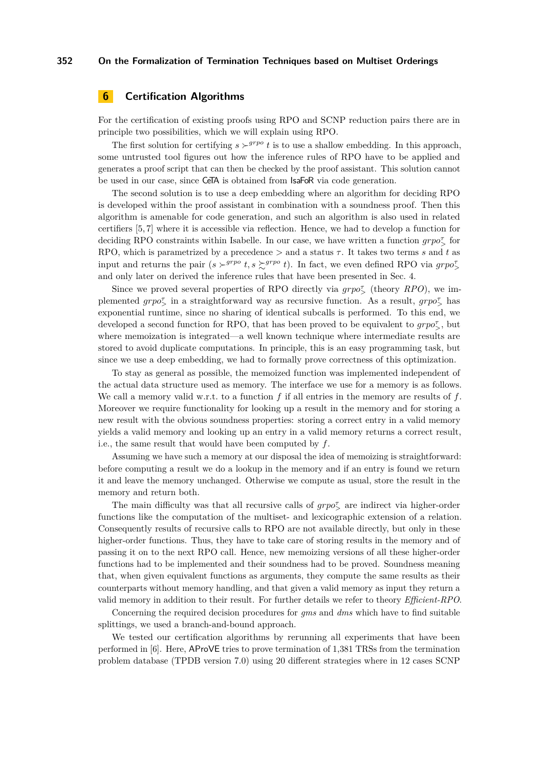## 6 Certification Algorithms

For the certification of existing proofs using RPO and SCNP reduction pairs there are in principle two possibilities, which we will explain using RPO.

The first solution for certifying $s \succ^{grpo} t$ is to use a shallow embedding. In this approach, some untrusted tool figures out how the inference rules of RPO have to be applied and generates a proof script that can then be checked by the proof assistant. This solution cannot be used in our case, since CeTA is obtained from IsaFoR via code generation.

The second solution is to use a deep embedding where an algorithm for deciding RPO is developed within the proof assistant in combination with a soundness proof. Then this algorithm is amenable for code generation, and such an algorithm is also used in related certifiers [5, 7] where it is accessible via reflection. Hence, we had to develop a function for deciding RPO constraints within Isabelle. In our case, we have written a function $grpo^{\tau}_{>}$ for RPO, which is parametrized by a precedence $>$ and a status $\tau$. It takes two terms $s$ and $t$ as input and returns the pair $(s \succ^{grpo} t, s \succsim^{grpo} t)$. In fact, we even defined RPO via $grpo^{\tau}_{>}$ and only later on derived the inference rules that have been presented in Sec. 4.

Since we proved several properties of RPO directly via $grpo^{\tau}_{>}$ (theory *RPO*), we implemented $grpo^{\tau}_{>}$ in a straightforward way as recursive function. As a result, $grpo^{\tau}_{>}$ has exponential runtime, since no sharing of identical subcalls is performed. To this end, we developed a second function for RPO, that has been proved to be equivalent to $grpo^{\tau}_{>}$, but where memoization is integrated—a well known technique where intermediate results are stored to avoid duplicate computations. In principle, this is an easy programming task, but since we use a deep embedding, we had to formally prove correctness of this optimization.

To stay as general as possible, the memoized function was implemented independent of the actual data structure used as memory. The interface we use for a memory is as follows. We call a memory valid w.r.t. to a function $f$ if all entries in the memory are results of $f$. Moreover we require functionality for looking up a result in the memory and for storing a new result with the obvious soundness properties: storing a correct entry in a valid memory yields a valid memory and looking up an entry in a valid memory returns a correct result, i.e., the same result that would have been computed by $f$.

Assuming we have such a memory at our disposal the idea of memoizing is straightforward: before computing a result we do a lookup in the memory and if an entry is found we return it and leave the memory unchanged. Otherwise we compute as usual, store the result in the memory and return both.

The main difficulty was that all recursive calls of $grpo^{\tau}_{>}$ are indirect via higher-order functions like the computation of the multiset- and lexicographic extension of a relation. Consequently results of recursive calls to RPO are not available directly, but only in these higher-order functions. Thus, they have to take care of storing results in the memory and of passing it on to the next RPO call. Hence, new memoizing versions of all these higher-order functions had to be implemented and their soundness had to be proved. Soundness meaning that, when given equivalent functions as arguments, they compute the same results as their counterparts without memory handling, and that given a valid memory as input they return a valid memory in addition to their result. For further details we refer to theory *Efficient-RPO*.

Concerning the required decision procedures for *gms* and *dms* which have to find suitable splittings, we used a branch-and-bound approach.

We tested our certification algorithms by rerunning all experiments that have been performed in [6]. Here, AProVE tries to prove termination of 1,381 TRSs from the termination problem database (TPDB version 7.0) using 20 different strategies where in 12 cases SCNP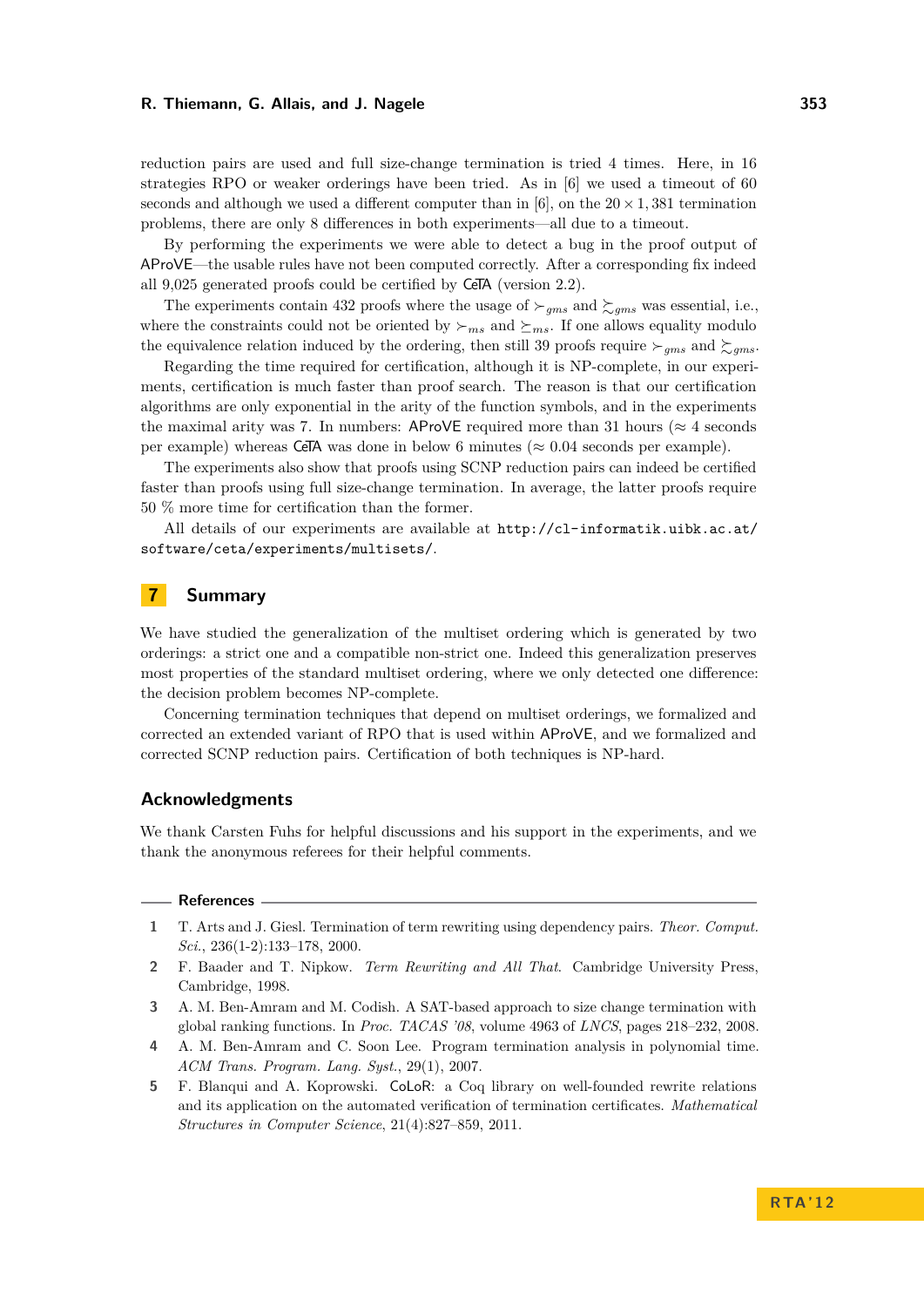reduction pairs are used and full size-change termination is tried 4 times. Here, in 16 strategies RPO or weaker orderings have been tried. As in [6] we used a timeout of 60 seconds and although we used a different computer than in [6], on the $20 \times 1,381$ termination problems, there are only 8 differences in both experiments—all due to a timeout.

By performing the experiments we were able to detect a bug in the proof output of AProVE—the usable rules have not been computed correctly. After a corresponding fix indeed all 9,025 generated proofs could be certified by CeTA (version 2.2).

The experiments contain 432 proofs where the usage of $\succ_{gms}$ and $\succsim_{gms}$ was essential, i.e., where the constraints could not be oriented by $\succ_{ms}$ and $\succeq_{ms}$. If one allows equality modulo the equivalence relation induced by the ordering, then still 39 proofs require $\succ_{gms}$ and $\succsim_{gms}$.

Regarding the time required for certification, although it is NP-complete, in our experiments, certification is much faster than proof search. The reason is that our certification algorithms are only exponential in the arity of the function symbols, and in the experiments the maximal arity was 7. In numbers: AProVE required more than 31 hours ($\approx$ 4 seconds per example) whereas CeTA was done in below 6 minutes ($\approx$ 0.04 seconds per example).

The experiments also show that proofs using SCNP reduction pairs can indeed be certified faster than proofs using full size-change termination. In average, the latter proofs require 50 % more time for certification than the former.

All details of our experiments are available at http://cl-informatik.uibk.ac.at/software/ceta/experiments/multisets/.

## 7 Summary

We have studied the generalization of the multiset ordering which is generated by two orderings: a strict one and a compatible non-strict one. Indeed this generalization preserves most properties of the standard multiset ordering, where we only detected one difference: the decision problem becomes NP-complete.

Concerning termination techniques that depend on multiset orderings, we formalized and corrected an extended variant of RPO that is used within AProVE, and we formalized and corrected SCNP reduction pairs. Certification of both techniques is NP-hard.

### Acknowledgments

We thank Carsten Fuhs for helpful discussions and his support in the experiments, and we thank the anonymous referees for their helpful comments.

### References

1. T. Arts and J. Giesl. Termination of term rewriting using dependency pairs. *Theor. Comput. Sci.*, 236(1-2):133–178, 2000.
2. F. Baader and T. Nipkow. *Term Rewriting and All That*. Cambridge University Press, Cambridge, 1998.
3. A. M. Ben-Amram and M. Codish. A SAT-based approach to size change termination with global ranking functions. In *Proc. TACAS '08*, volume 4963 of *LNCS*, pages 218–232, 2008.
4. A. M. Ben-Amram and C. Soon Lee. Program termination analysis in polynomial time. *ACM Trans. Program. Lang. Syst.*, 29(1), 2007.
5. F. Blanqui and A. Koprowski. CoLoR: a Coq library on well-founded rewrite relations and its application on the automated verification of termination certificates. *Mathematical Structures in Computer Science*, 21(4):827–859, 2011.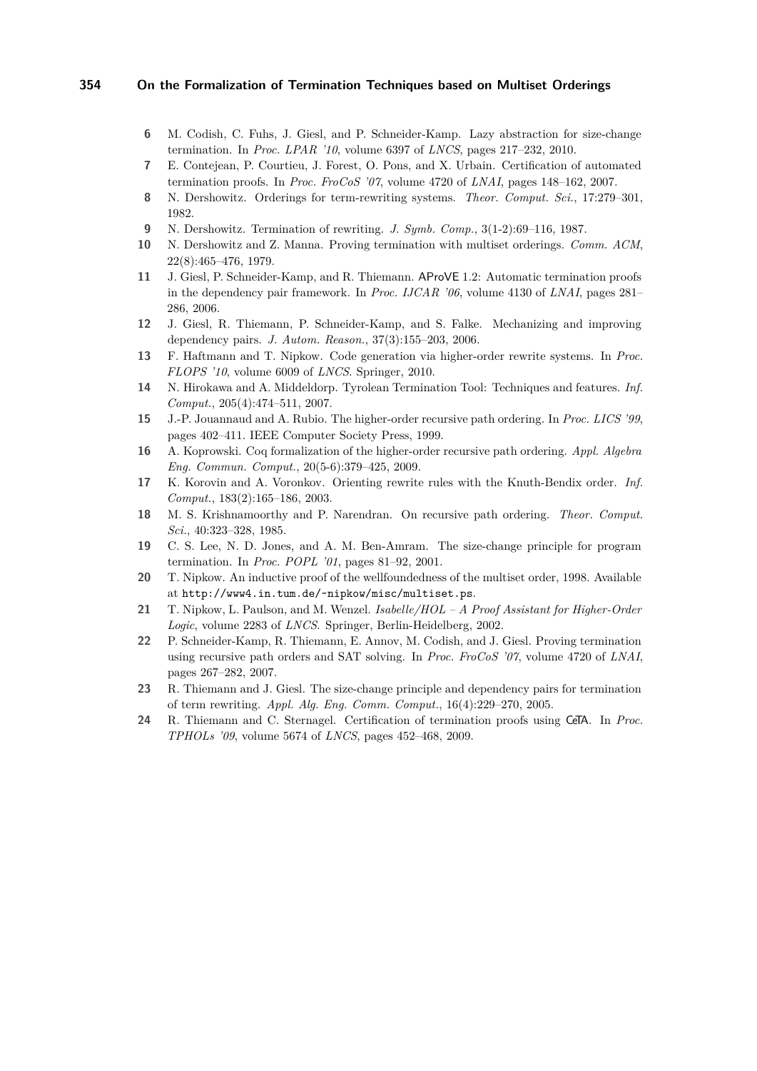6. M. Codish, C. Fuhs, J. Giesl, and P. Schneider-Kamp. Lazy abstraction for size-change termination. In *Proc. LPAR '10*, volume 6397 of *LNCS*, pages 217–232, 2010.
7. E. Contejean, P. Courtieu, J. Forest, O. Pons, and X. Urbain. Certification of automated termination proofs. In *Proc. FroCoS '07*, volume 4720 of *LNAI*, pages 148–162, 2007.
8. N. Dershowitz. Orderings for term-rewriting systems. *Theor. Comput. Sci.*, 17:279–301, 1982.
9. N. Dershowitz. Termination of rewriting. *J. Symb. Comp.*, 3(1-2):69–116, 1987.
10. N. Dershowitz and Z. Manna. Proving termination with multiset orderings. *Comm. ACM*, 22(8):465–476, 1979.
11. J. Giesl, P. Schneider-Kamp, and R. Thiemann. AProVE 1.2: Automatic termination proofs in the dependency pair framework. In *Proc. IJCAR '06*, volume 4130 of *LNAI*, pages 281–286, 2006.
12. J. Giesl, R. Thiemann, P. Schneider-Kamp, and S. Falke. Mechanizing and improving dependency pairs. *J. Autom. Reason.*, 37(3):155–203, 2006.
13. F. Haftmann and T. Nipkow. Code generation via higher-order rewrite systems. In *Proc. FLOPS '10*, volume 6009 of *LNCS*. Springer, 2010.
14. N. Hirokawa and A. Middeldorp. Tyrolean Termination Tool: Techniques and features. *Inf. Comput.*, 205(4):474–511, 2007.
15. J.-P. Jouannaud and A. Rubio. The higher-order recursive path ordering. In *Proc. LICS '99*, pages 402–411. IEEE Computer Society Press, 1999.
16. A. Koprowski. Coq formalization of the higher-order recursive path ordering. *Appl. Algebra Eng. Commun. Comput.*, 20(5-6):379–425, 2009.
17. K. Korovin and A. Voronkov. Orienting rewrite rules with the Knuth-Bendix order. *Inf. Comput.*, 183(2):165–186, 2003.
18. M. S. Krishnamoorthy and P. Narendran. On recursive path ordering. *Theor. Comput. Sci.*, 40:323–328, 1985.
19. C. S. Lee, N. D. Jones, and A. M. Ben-Amram. The size-change principle for program termination. In *Proc. POPL '01*, pages 81–92, 2001.
20. T. Nipkow. An inductive proof of the wellfoundedness of the multiset order, 1998. Available at `http://www4.in.tum.de/~nipkow/misc/multiset.ps`.
21. T. Nipkow, L. Paulson, and M. Wenzel. *Isabelle/HOL – A Proof Assistant for Higher-Order Logic*, volume 2283 of *LNCS*. Springer, Berlin-Heidelberg, 2002.
22. P. Schneider-Kamp, R. Thiemann, E. Annov, M. Codish, and J. Giesl. Proving termination using recursive path orders and SAT solving. In *Proc. FroCoS '07*, volume 4720 of *LNAI*, pages 267–282, 2007.
23. R. Thiemann and J. Giesl. The size-change principle and dependency pairs for termination of term rewriting. *Appl. Alg. Eng. Comm. Comput.*, 16(4):229–270, 2005.
24. R. Thiemann and C. Sternagel. Certification of termination proofs using CeTA. In *Proc. TPHOLs '09*, volume 5674 of *LNCS*, pages 452–468, 2009.